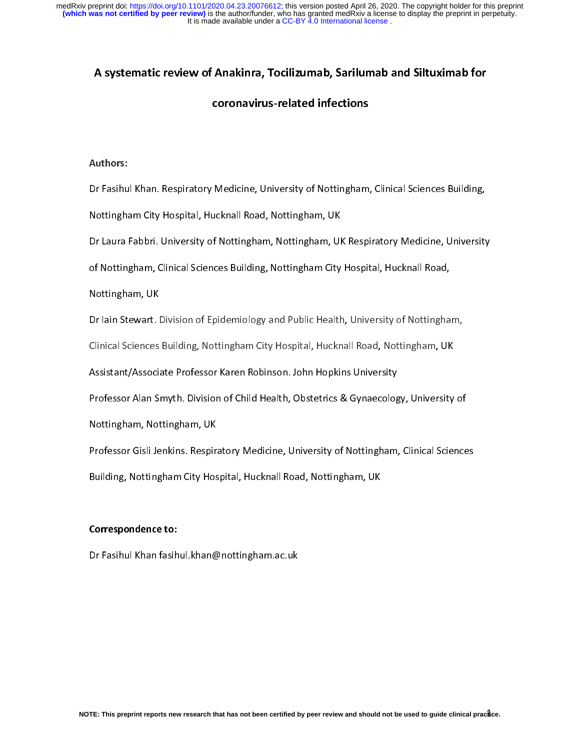# A systematic review of Anakinra, Tocilizumab, Sarilumab and Siltuximab for coronavirus-related infections

**Authors:**

Dr Fasihul Khan. Respiratory Medicine, University of Nottingham, Clinical Sciences Building, Nottingham City Hospital, Hucknall Road, Nottingham, UK

Dr Laura Fabbri. University of Nottingham, Nottingham, UK Respiratory Medicine, University of Nottingham, Clinical Sciences Building, Nottingham City Hospital, Hucknall Road, Nottingham, UK

Dr Iain Stewart. Division of Epidemiology and Public Health, University of Nottingham, Clinical Sciences Building, Nottingham City Hospital, Hucknall Road, Nottingham, UK

Assistant/Associate Professor Karen Robinson. John Hopkins University

Professor Alan Smyth. Division of Child Health, Obstetrics & Gynaecology, University of Nottingham, Nottingham, UK

Professor Gisli Jenkins. Respiratory Medicine, University of Nottingham, Clinical Sciences Building, Nottingham City Hospital, Hucknall Road, Nottingham, UK

**Correspondence to:**

Dr Fasihul Khan fasihul.khan@nottingham.ac.uk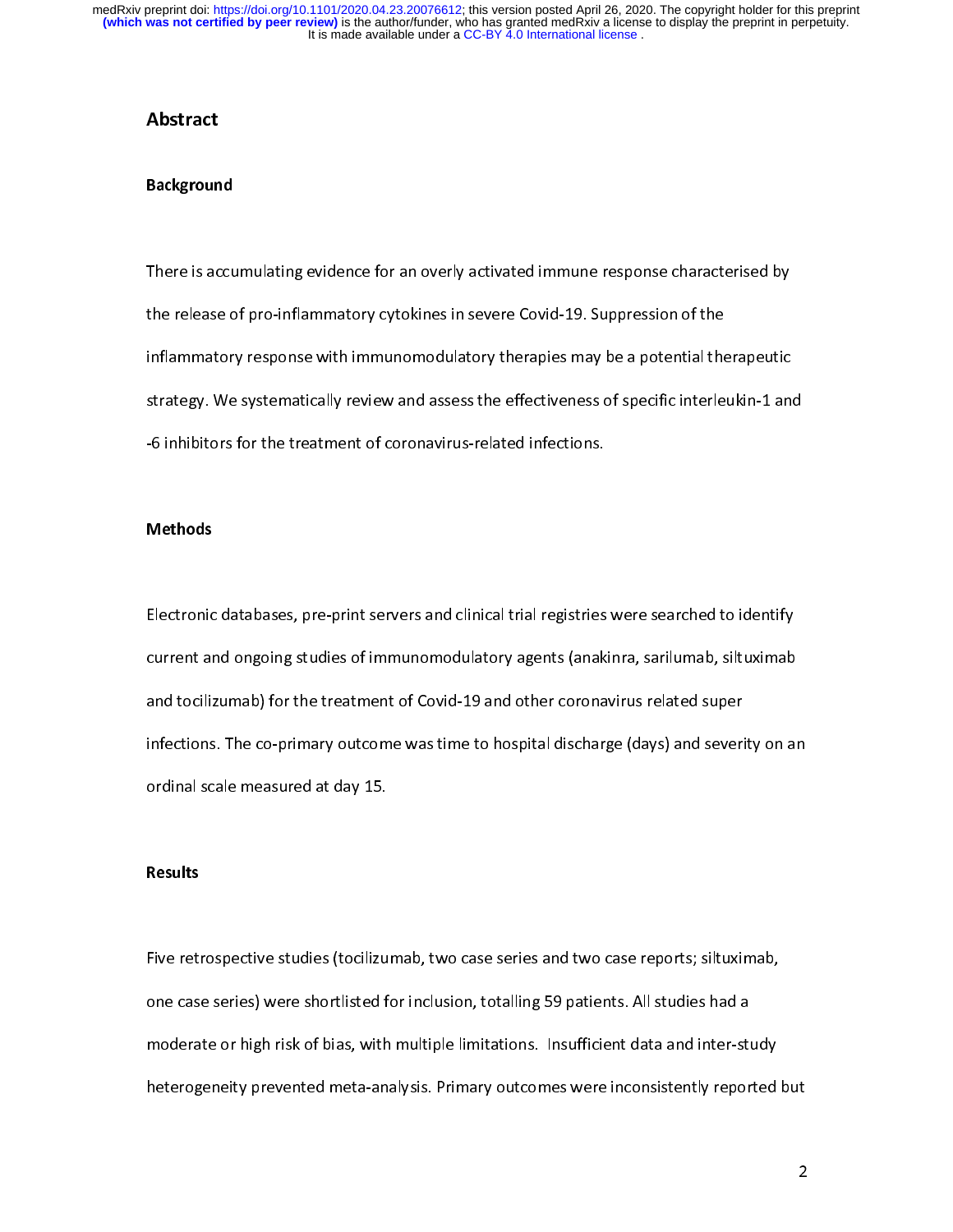## Abstract

### Background

There is accumulating evidence for an overly activated immune response characterised by the release of pro-inflammatory cytokines in severe Covid-19. Suppression of the inflammatory response with immunomodulatory therapies may be a potential therapeutic strategy. We systematically review and assess the effectiveness of specific interleukin-1 and -6 inhibitors for the treatment of coronavirus-related infections.

### Methods

Electronic databases, pre-print servers and clinical trial registries were searched to identify current and ongoing studies of immunomodulatory agents (anakinra, sarilumab, siltuximab and tocilizumab) for the treatment of Covid-19 and other coronavirus related super infections. The co-primary outcome was time to hospital discharge (days) and severity on an ordinal scale measured at day 15.

### Results

Five retrospective studies (tocilizumab, two case series and two case reports; siltuximab, one case series) were shortlisted for inclusion, totalling 59 patients. All studies had a moderate or high risk of bias, with multiple limitations. Insufficient data and inter-study heterogeneity prevented meta-analysis. Primary outcomes were inconsistently reported but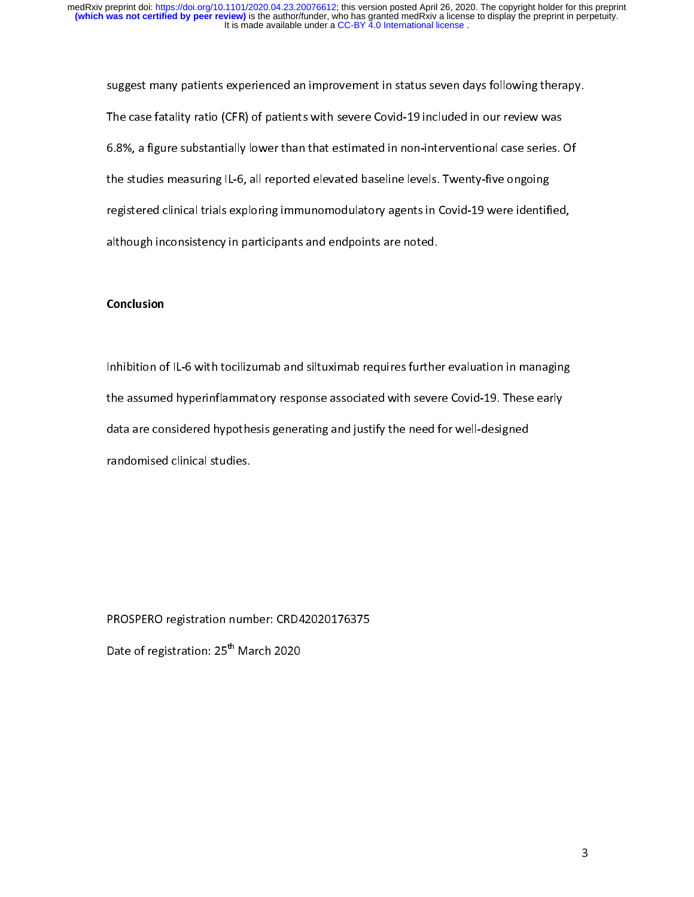suggest many patients experienced an improvement in status seven days following therapy. The case fatality ratio (CFR) of patients with severe Covid-19 included in our review was 6.8%, a figure substantially lower than that estimated in non-interventional case series. Of the studies measuring IL-6, all reported elevated baseline levels. Twenty-five ongoing registered clinical trials exploring immunomodulatory agents in Covid-19 were identified, although inconsistency in participants and endpoints are noted.

**Conclusion**

Inhibition of IL-6 with tocilizumab and siltuximab requires further evaluation in managing the assumed hyperinflammatory response associated with severe Covid-19. These early data are considered hypothesis generating and justify the need for well-designed randomised clinical studies.

PROSPERO registration number: CRD42020176375

Date of registration: 25th March 2020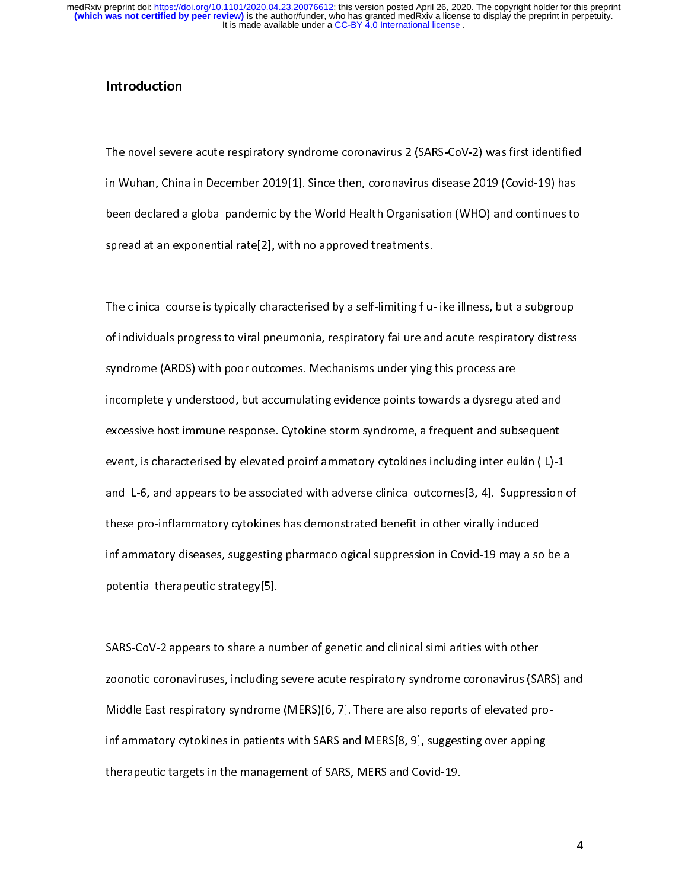# Introduction

The novel severe acute respiratory syndrome coronavirus 2 (SARS-CoV-2) was first identified in Wuhan, China in December 2019[1]. Since then, coronavirus disease 2019 (Covid-19) has been declared a global pandemic by the World Health Organisation (WHO) and continues to spread at an exponential rate[2], with no approved treatments.

The clinical course is typically characterised by a self-limiting flu-like illness, but a subgroup of individuals progress to viral pneumonia, respiratory failure and acute respiratory distress syndrome (ARDS) with poor outcomes. Mechanisms underlying this process are incompletely understood, but accumulating evidence points towards a dysregulated and excessive host immune response. Cytokine storm syndrome, a frequent and subsequent event, is characterised by elevated proinflammatory cytokines including interleukin (IL)-1 and IL-6, and appears to be associated with adverse clinical outcomes[3, 4]. Suppression of these pro-inflammatory cytokines has demonstrated benefit in other virally induced inflammatory diseases, suggesting pharmacological suppression in Covid-19 may also be a potential therapeutic strategy[5].

SARS-CoV-2 appears to share a number of genetic and clinical similarities with other zoonotic coronaviruses, including severe acute respiratory syndrome coronavirus (SARS) and Middle East respiratory syndrome (MERS)[6, 7]. There are also reports of elevated pro-inflammatory cytokines in patients with SARS and MERS[8, 9], suggesting overlapping therapeutic targets in the management of SARS, MERS and Covid-19.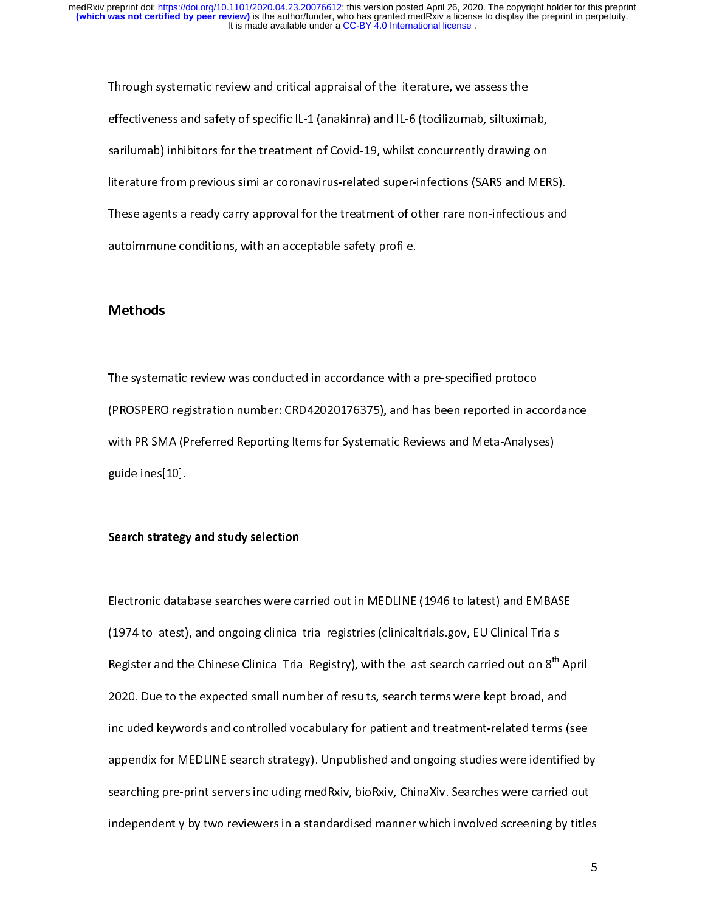Through systematic review and critical appraisal of the literature, we assess the effectiveness and safety of specific IL-1 (anakinra) and IL-6 (tocilizumab, siltuximab, sarilumab) inhibitors for the treatment of Covid-19, whilst concurrently drawing on literature from previous similar coronavirus-related super-infections (SARS and MERS). These agents already carry approval for the treatment of other rare non-infectious and autoimmune conditions, with an acceptable safety profile.

## Methods

The systematic review was conducted in accordance with a pre-specified protocol (PROSPERO registration number: CRD42020176375), and has been reported in accordance with PRISMA (Preferred Reporting Items for Systematic Reviews and Meta-Analyses) guidelines[10].

### Search strategy and study selection

Electronic database searches were carried out in MEDLINE (1946 to latest) and EMBASE (1974 to latest), and ongoing clinical trial registries (clinicaltrials.gov, EU Clinical Trials Register and the Chinese Clinical Trial Registry), with the last search carried out on 8th April 2020. Due to the expected small number of results, search terms were kept broad, and included keywords and controlled vocabulary for patient and treatment-related terms (see appendix for MEDLINE search strategy). Unpublished and ongoing studies were identified by searching pre-print servers including medRxiv, bioRxiv, ChinaXiv. Searches were carried out independently by two reviewers in a standardised manner which involved screening by titles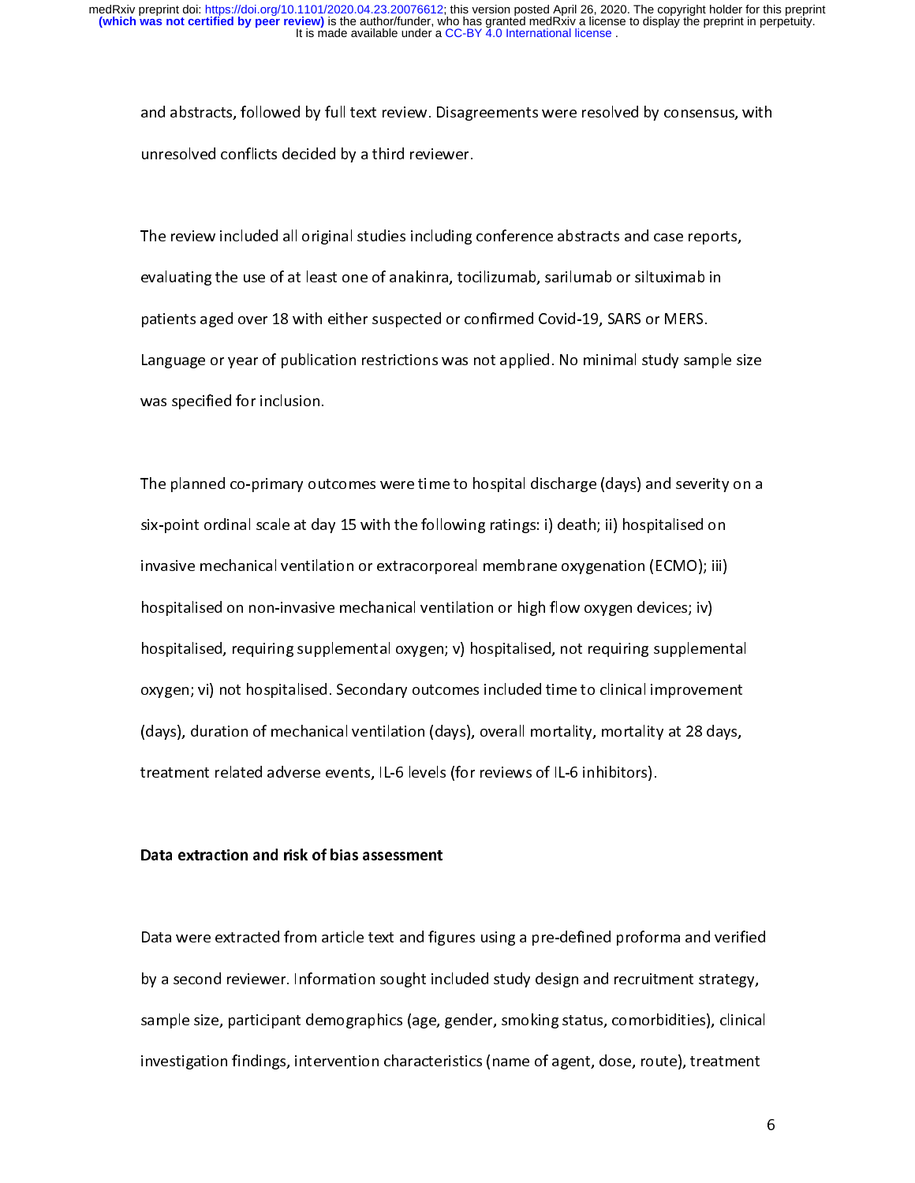and abstracts, followed by full text review. Disagreements were resolved by consensus, with unresolved conflicts decided by a third reviewer.

The review included all original studies including conference abstracts and case reports, evaluating the use of at least one of anakinra, tocilizumab, sarilumab or siltuximab in patients aged over 18 with either suspected or confirmed Covid-19, SARS or MERS. Language or year of publication restrictions was not applied. No minimal study sample size was specified for inclusion.

The planned co-primary outcomes were time to hospital discharge (days) and severity on a six-point ordinal scale at day 15 with the following ratings: i) death; ii) hospitalised on invasive mechanical ventilation or extracorporeal membrane oxygenation (ECMO); iii) hospitalised on non-invasive mechanical ventilation or high flow oxygen devices; iv) hospitalised, requiring supplemental oxygen; v) hospitalised, not requiring supplemental oxygen; vi) not hospitalised. Secondary outcomes included time to clinical improvement (days), duration of mechanical ventilation (days), overall mortality, mortality at 28 days, treatment related adverse events, IL-6 levels (for reviews of IL-6 inhibitors).

**Data extraction and risk of bias assessment**

Data were extracted from article text and figures using a pre-defined proforma and verified by a second reviewer. Information sought included study design and recruitment strategy, sample size, participant demographics (age, gender, smoking status, comorbidities), clinical investigation findings, intervention characteristics (name of agent, dose, route), treatment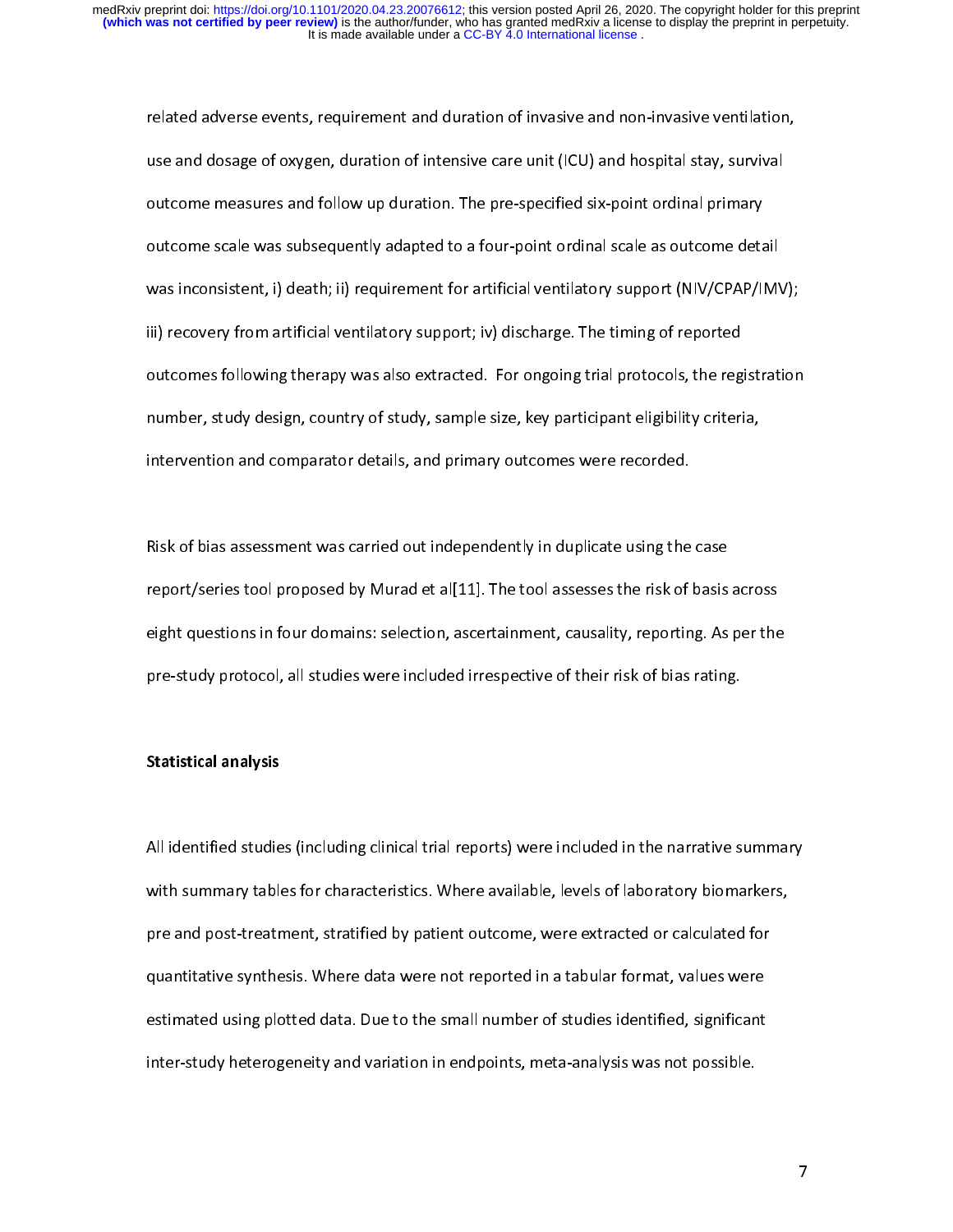related adverse events, requirement and duration of invasive and non-invasive ventilation, use and dosage of oxygen, duration of intensive care unit (ICU) and hospital stay, survival outcome measures and follow up duration. The pre-specified six-point ordinal primary outcome scale was subsequently adapted to a four-point ordinal scale as outcome detail was inconsistent, i) death; ii) requirement for artificial ventilatory support (NIV/CPAP/IMV); iii) recovery from artificial ventilatory support; iv) discharge. The timing of reported outcomes following therapy was also extracted. For ongoing trial protocols, the registration number, study design, country of study, sample size, key participant eligibility criteria, intervention and comparator details, and primary outcomes were recorded.

Risk of bias assessment was carried out independently in duplicate using the case report/series tool proposed by Murad et al[11]. The tool assesses the risk of basis across eight questions in four domains: selection, ascertainment, causality, reporting. As per the pre-study protocol, all studies were included irrespective of their risk of bias rating.

**Statistical analysis**

All identified studies (including clinical trial reports) were included in the narrative summary with summary tables for characteristics. Where available, levels of laboratory biomarkers, pre and post-treatment, stratified by patient outcome, were extracted or calculated for quantitative synthesis. Where data were not reported in a tabular format, values were estimated using plotted data. Due to the small number of studies identified, significant inter-study heterogeneity and variation in endpoints, meta-analysis was not possible.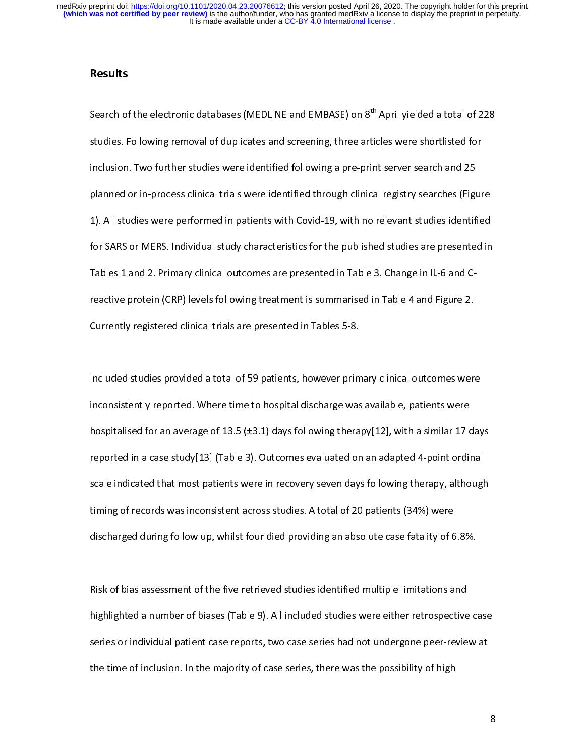## Results

Search of the electronic databases (MEDLINE and EMBASE) on 8$^{th}$ April yielded a total of 228 studies. Following removal of duplicates and screening, three articles were shortlisted for inclusion. Two further studies were identified following a pre-print server search and 25 planned or in-process clinical trials were identified through clinical registry searches (Figure 1). All studies were performed in patients with Covid-19, with no relevant studies identified for SARS or MERS. Individual study characteristics for the published studies are presented in Tables 1 and 2. Primary clinical outcomes are presented in Table 3. Change in IL-6 and C-reactive protein (CRP) levels following treatment is summarised in Table 4 and Figure 2. Currently registered clinical trials are presented in Tables 5-8.

Included studies provided a total of 59 patients, however primary clinical outcomes were inconsistently reported. Where time to hospital discharge was available, patients were hospitalised for an average of 13.5 (±3.1) days following therapy[12], with a similar 17 days reported in a case study[13] (Table 3). Outcomes evaluated on an adapted 4-point ordinal scale indicated that most patients were in recovery seven days following therapy, although timing of records was inconsistent across studies. A total of 20 patients (34%) were discharged during follow up, whilst four died providing an absolute case fatality of 6.8%.

Risk of bias assessment of the five retrieved studies identified multiple limitations and highlighted a number of biases (Table 9). All included studies were either retrospective case series or individual patient case reports, two case series had not undergone peer-review at the time of inclusion. In the majority of case series, there was the possibility of high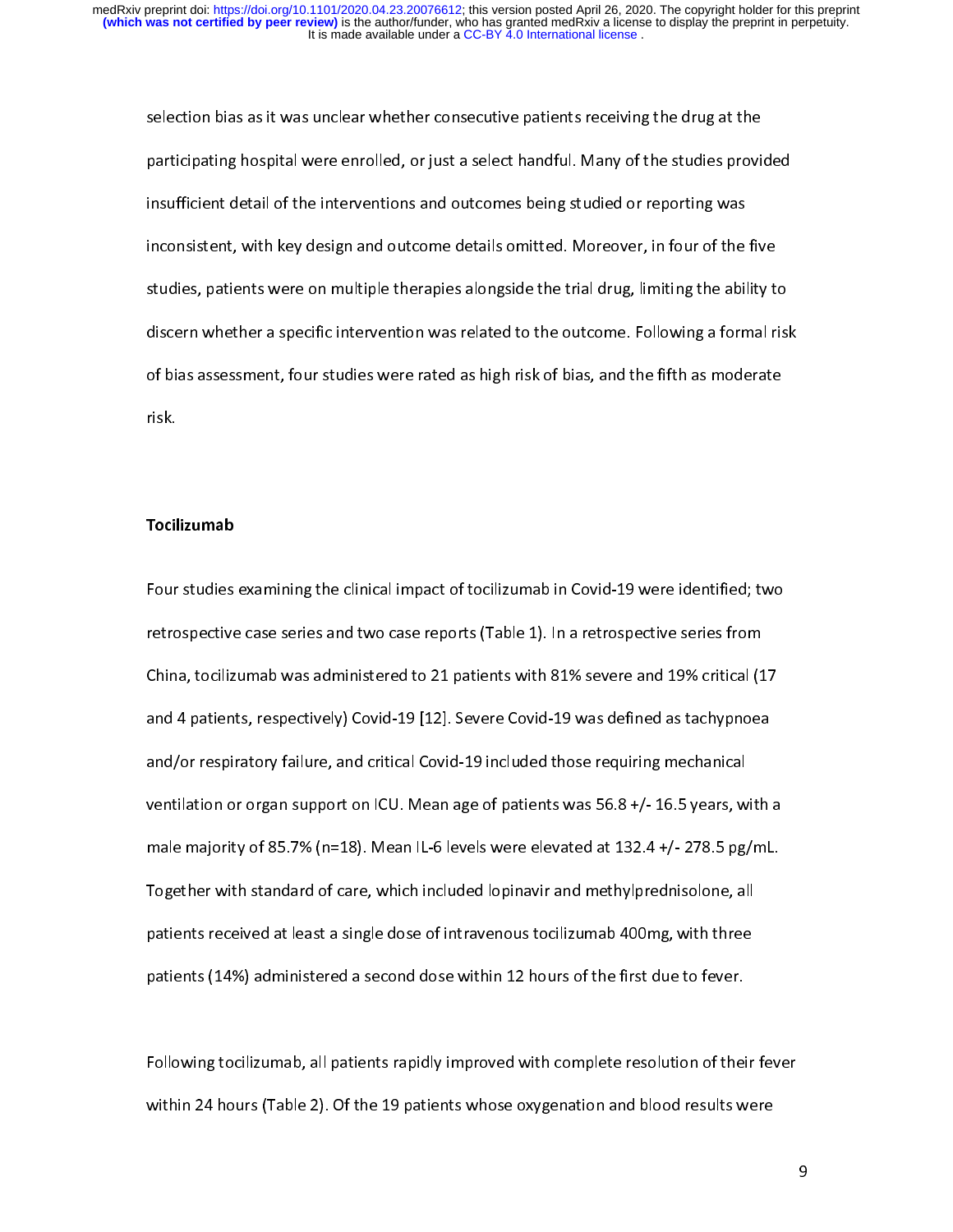selection bias as it was unclear whether consecutive patients receiving the drug at the participating hospital were enrolled, or just a select handful. Many of the studies provided insufficient detail of the interventions and outcomes being studied or reporting was inconsistent, with key design and outcome details omitted. Moreover, in four of the five studies, patients were on multiple therapies alongside the trial drug, limiting the ability to discern whether a specific intervention was related to the outcome. Following a formal risk of bias assessment, four studies were rated as high risk of bias, and the fifth as moderate risk.

**Tocilizumab**

Four studies examining the clinical impact of tocilizumab in Covid-19 were identified; two retrospective case series and two case reports (Table 1). In a retrospective series from China, tocilizumab was administered to 21 patients with 81% severe and 19% critical (17 and 4 patients, respectively) Covid-19 [12]. Severe Covid-19 was defined as tachypnoea and/or respiratory failure, and critical Covid-19 included those requiring mechanical ventilation or organ support on ICU. Mean age of patients was 56.8 +/- 16.5 years, with a male majority of 85.7% (n=18). Mean IL-6 levels were elevated at 132.4 +/- 278.5 pg/mL. Together with standard of care, which included lopinavir and methylprednisolone, all patients received at least a single dose of intravenous tocilizumab 400mg, with three patients (14%) administered a second dose within 12 hours of the first due to fever.

Following tocilizumab, all patients rapidly improved with complete resolution of their fever within 24 hours (Table 2). Of the 19 patients whose oxygenation and blood results were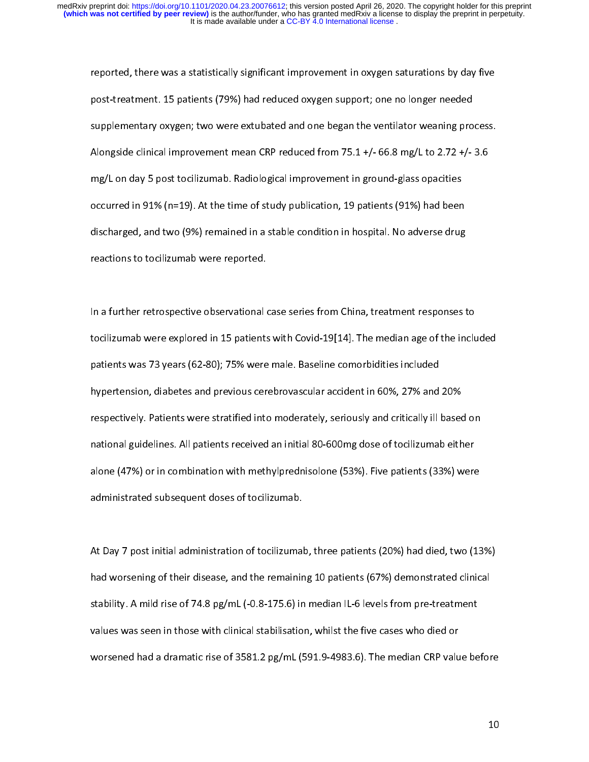reported, there was a statistically significant improvement in oxygen saturations by day five post-treatment. 15 patients (79%) had reduced oxygen support; one no longer needed supplementary oxygen; two were extubated and one began the ventilator weaning process. Alongside clinical improvement mean CRP reduced from 75.1 +/- 66.8 mg/L to 2.72 +/- 3.6 mg/L on day 5 post tocilizumab. Radiological improvement in ground-glass opacities occurred in 91% (n=19). At the time of study publication, 19 patients (91%) had been discharged, and two (9%) remained in a stable condition in hospital. No adverse drug reactions to tocilizumab were reported.

In a further retrospective observational case series from China, treatment responses to tocilizumab were explored in 15 patients with Covid-19[14]. The median age of the included patients was 73 years (62-80); 75% were male. Baseline comorbidities included hypertension, diabetes and previous cerebrovascular accident in 60%, 27% and 20% respectively. Patients were stratified into moderately, seriously and critically ill based on national guidelines. All patients received an initial 80-600mg dose of tocilizumab either alone (47%) or in combination with methylprednisolone (53%). Five patients (33%) were administrated subsequent doses of tocilizumab.

At Day 7 post initial administration of tocilizumab, three patients (20%) had died, two (13%) had worsening of their disease, and the remaining 10 patients (67%) demonstrated clinical stability. A mild rise of 74.8 pg/mL (-0.8-175.6) in median IL-6 levels from pre-treatment values was seen in those with clinical stabilisation, whilst the five cases who died or worsened had a dramatic rise of 3581.2 pg/mL (591.9-4983.6). The median CRP value before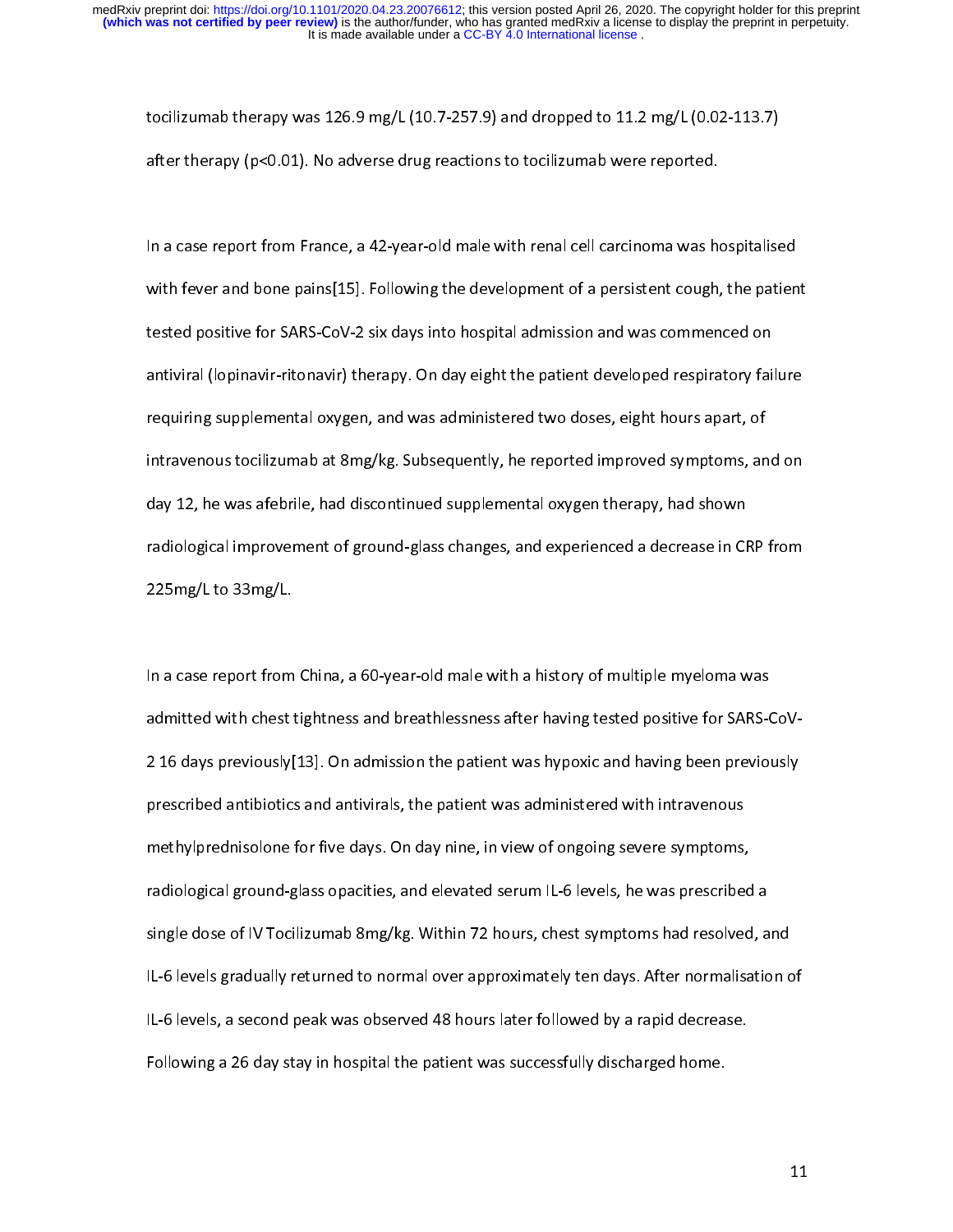tocilizumab therapy was 126.9 mg/L (10.7-257.9) and dropped to 11.2 mg/L (0.02-113.7) after therapy ($p<0.01$). No adverse drug reactions to tocilizumab were reported.

In a case report from France, a 42-year-old male with renal cell carcinoma was hospitalised with fever and bone pains[15]. Following the development of a persistent cough, the patient tested positive for SARS-CoV-2 six days into hospital admission and was commenced on antiviral (lopinavir-ritonavir) therapy. On day eight the patient developed respiratory failure requiring supplemental oxygen, and was administered two doses, eight hours apart, of intravenous tocilizumab at 8mg/kg. Subsequently, he reported improved symptoms, and on day 12, he was afebrile, had discontinued supplemental oxygen therapy, had shown radiological improvement of ground-glass changes, and experienced a decrease in CRP from 225mg/L to 33mg/L.

In a case report from China, a 60-year-old male with a history of multiple myeloma was admitted with chest tightness and breathlessness after having tested positive for SARS-CoV-2 16 days previously[13]. On admission the patient was hypoxic and having been previously prescribed antibiotics and antivirals, the patient was administered with intravenous methylprednisolone for five days. On day nine, in view of ongoing severe symptoms, radiological ground-glass opacities, and elevated serum IL-6 levels, he was prescribed a single dose of IV Tocilizumab 8mg/kg. Within 72 hours, chest symptoms had resolved, and IL-6 levels gradually returned to normal over approximately ten days. After normalisation of IL-6 levels, a second peak was observed 48 hours later followed by a rapid decrease. Following a 26 day stay in hospital the patient was successfully discharged home.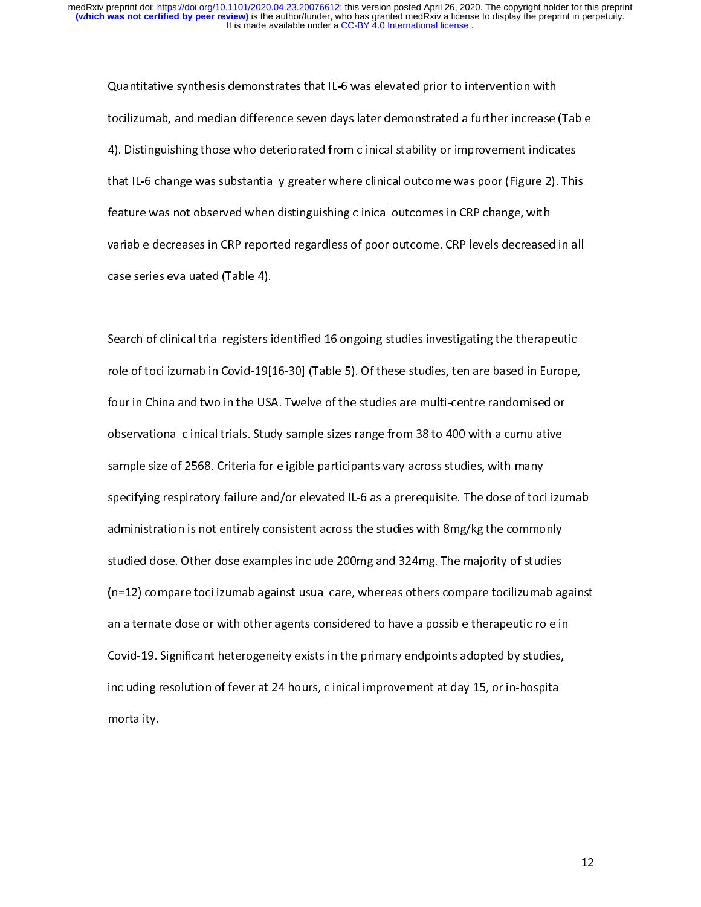Quantitative synthesis demonstrates that IL-6 was elevated prior to intervention with tocilizumab, and median difference seven days later demonstrated a further increase (Table 4). Distinguishing those who deteriorated from clinical stability or improvement indicates that IL-6 change was substantially greater where clinical outcome was poor (Figure 2). This feature was not observed when distinguishing clinical outcomes in CRP change, with variable decreases in CRP reported regardless of poor outcome. CRP levels decreased in all case series evaluated (Table 4).

Search of clinical trial registers identified 16 ongoing studies investigating the therapeutic role of tocilizumab in Covid-19[16-30] (Table 5). Of these studies, ten are based in Europe, four in China and two in the USA. Twelve of the studies are multi-centre randomised or observational clinical trials. Study sample sizes range from 38 to 400 with a cumulative sample size of 2568. Criteria for eligible participants vary across studies, with many specifying respiratory failure and/or elevated IL-6 as a prerequisite. The dose of tocilizumab administration is not entirely consistent across the studies with 8mg/kg the commonly studied dose. Other dose examples include 200mg and 324mg. The majority of studies (n=12) compare tocilizumab against usual care, whereas others compare tocilizumab against an alternate dose or with other agents considered to have a possible therapeutic role in Covid-19. Significant heterogeneity exists in the primary endpoints adopted by studies, including resolution of fever at 24 hours, clinical improvement at day 15, or in-hospital mortality.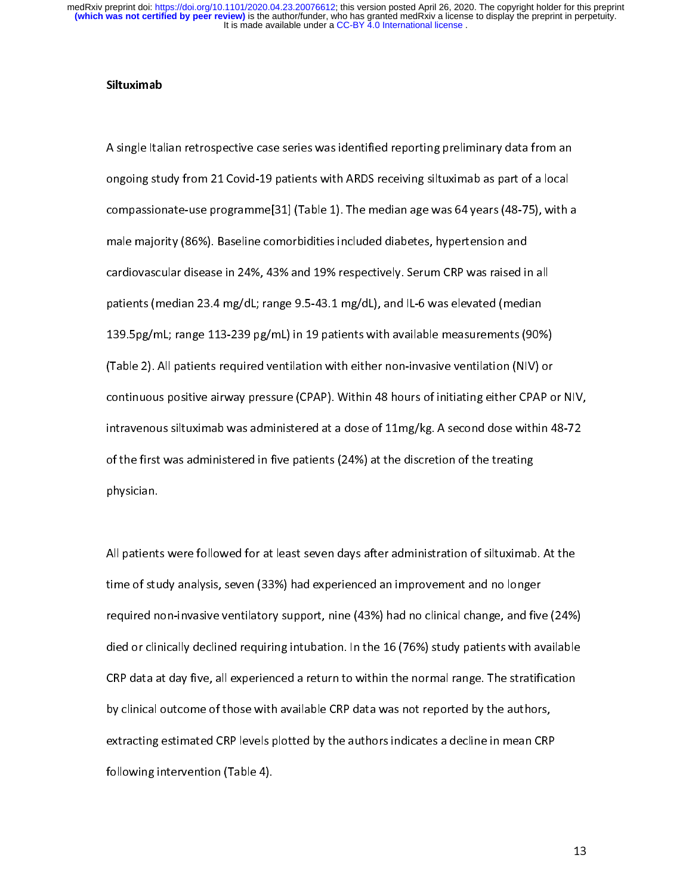**Siltuximab**

A single Italian retrospective case series was identified reporting preliminary data from an ongoing study from 21 Covid-19 patients with ARDS receiving siltuximab as part of a local compassionate-use programme[31] (Table 1). The median age was 64 years (48-75), with a male majority (86%). Baseline comorbidities included diabetes, hypertension and cardiovascular disease in 24%, 43% and 19% respectively. Serum CRP was raised in all patients (median 23.4 mg/dL; range 9.5-43.1 mg/dL), and IL-6 was elevated (median 139.5pg/mL; range 113-239 pg/mL) in 19 patients with available measurements (90%) (Table 2). All patients required ventilation with either non-invasive ventilation (NIV) or continuous positive airway pressure (CPAP). Within 48 hours of initiating either CPAP or NIV, intravenous siltuximab was administered at a dose of 11mg/kg. A second dose within 48-72 of the first was administered in five patients (24%) at the discretion of the treating physician.

All patients were followed for at least seven days after administration of siltuximab. At the time of study analysis, seven (33%) had experienced an improvement and no longer required non-invasive ventilatory support, nine (43%) had no clinical change, and five (24%) died or clinically declined requiring intubation. In the 16 (76%) study patients with available CRP data at day five, all experienced a return to within the normal range. The stratification by clinical outcome of those with available CRP data was not reported by the authors, extracting estimated CRP levels plotted by the authors indicates a decline in mean CRP following intervention (Table 4).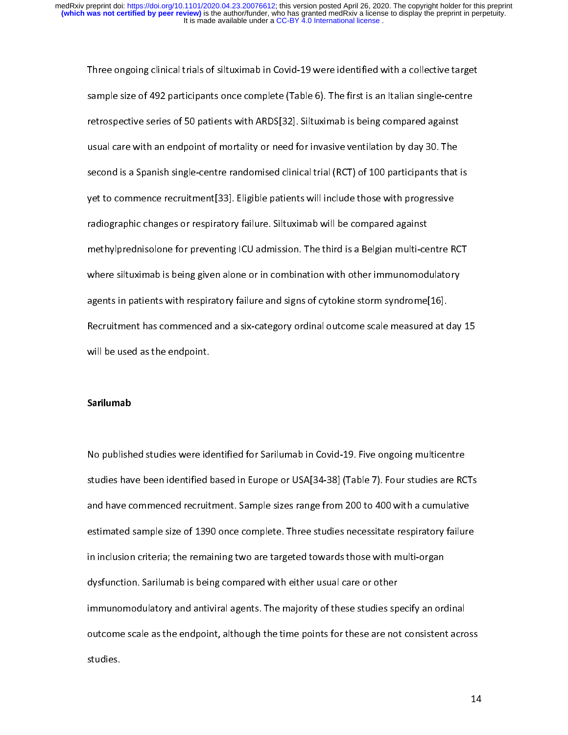Three ongoing clinical trials of siltuximab in Covid-19 were identified with a collective target sample size of 492 participants once complete (Table 6). The first is an Italian single-centre retrospective series of 50 patients with ARDS[32]. Siltuximab is being compared against usual care with an endpoint of mortality or need for invasive ventilation by day 30. The second is a Spanish single-centre randomised clinical trial (RCT) of 100 participants that is yet to commence recruitment[33]. Eligible patients will include those with progressive radiographic changes or respiratory failure. Siltuximab will be compared against methylprednisolone for preventing ICU admission. The third is a Belgian multi-centre RCT where siltuximab is being given alone or in combination with other immunomodulatory agents in patients with respiratory failure and signs of cytokine storm syndrome[16]. Recruitment has commenced and a six-category ordinal outcome scale measured at day 15 will be used as the endpoint.

**Sarilumab**

No published studies were identified for Sarilumab in Covid-19. Five ongoing multicentre studies have been identified based in Europe or USA[34-38] (Table 7). Four studies are RCTs and have commenced recruitment. Sample sizes range from 200 to 400 with a cumulative estimated sample size of 1390 once complete. Three studies necessitate respiratory failure in inclusion criteria; the remaining two are targeted towards those with multi-organ dysfunction. Sarilumab is being compared with either usual care or other immunomodulatory and antiviral agents. The majority of these studies specify an ordinal outcome scale as the endpoint, although the time points for these are not consistent across studies.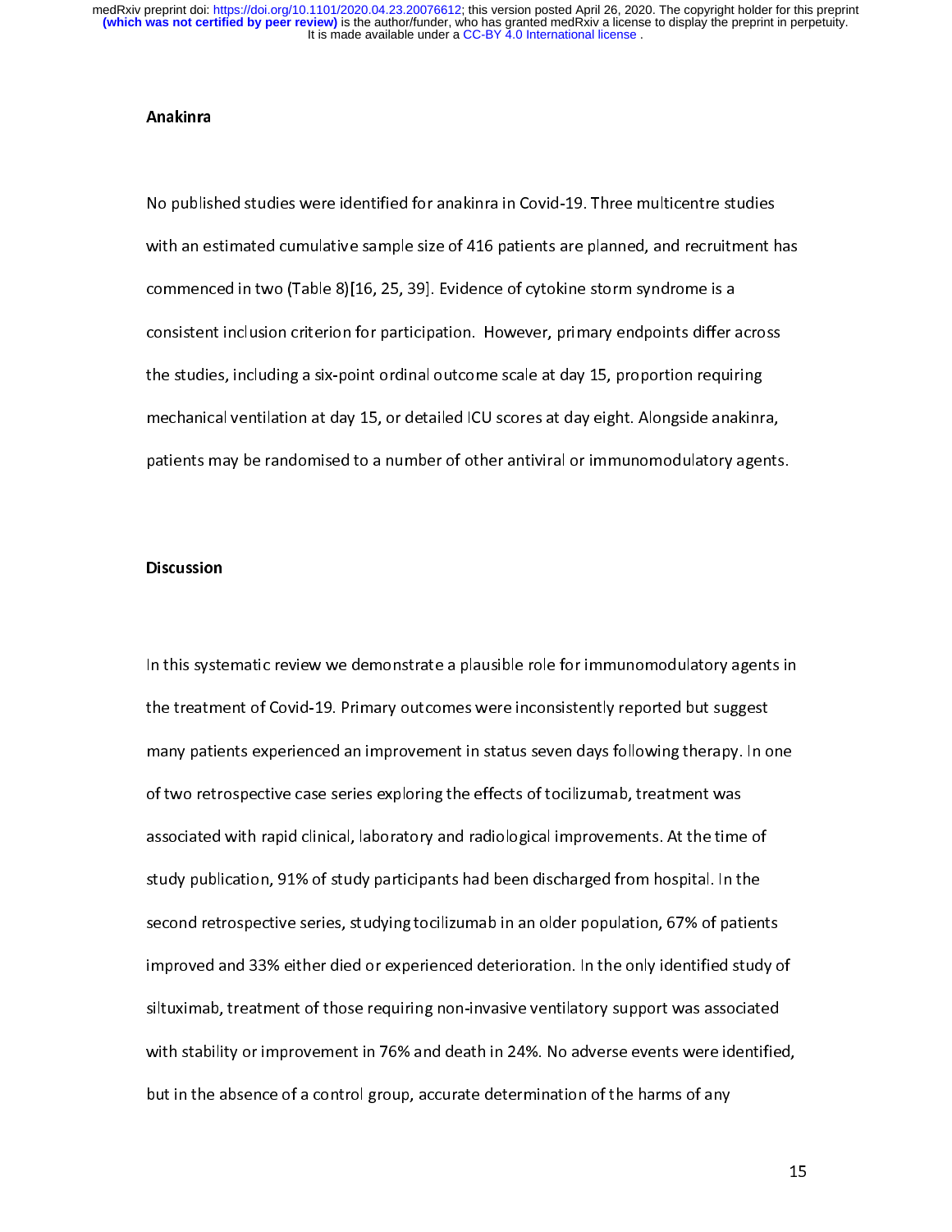## Anakinra

No published studies were identified for anakinra in Covid-19. Three multicentre studies with an estimated cumulative sample size of 416 patients are planned, and recruitment has commenced in two (Table 8)[16, 25, 39]. Evidence of cytokine storm syndrome is a consistent inclusion criterion for participation. However, primary endpoints differ across the studies, including a six-point ordinal outcome scale at day 15, proportion requiring mechanical ventilation at day 15, or detailed ICU scores at day eight. Alongside anakinra, patients may be randomised to a number of other antiviral or immunomodulatory agents.

## Discussion

In this systematic review we demonstrate a plausible role for immunomodulatory agents in the treatment of Covid-19. Primary outcomes were inconsistently reported but suggest many patients experienced an improvement in status seven days following therapy. In one of two retrospective case series exploring the effects of tocilizumab, treatment was associated with rapid clinical, laboratory and radiological improvements. At the time of study publication, 91% of study participants had been discharged from hospital. In the second retrospective series, studying tocilizumab in an older population, 67% of patients improved and 33% either died or experienced deterioration. In the only identified study of siltuximab, treatment of those requiring non-invasive ventilatory support was associated with stability or improvement in 76% and death in 24%. No adverse events were identified, but in the absence of a control group, accurate determination of the harms of any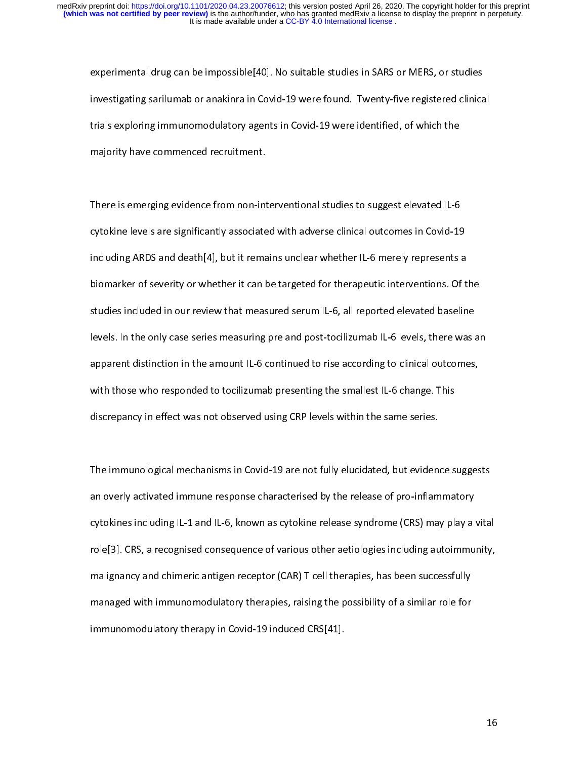experimental drug can be impossible[40]. No suitable studies in SARS or MERS, or studies investigating sarilumab or anakinra in Covid-19 were found. Twenty-five registered clinical trials exploring immunomodulatory agents in Covid-19 were identified, of which the majority have commenced recruitment.

There is emerging evidence from non-interventional studies to suggest elevated IL-6 cytokine levels are significantly associated with adverse clinical outcomes in Covid-19 including ARDS and death[4], but it remains unclear whether IL-6 merely represents a biomarker of severity or whether it can be targeted for therapeutic interventions. Of the studies included in our review that measured serum IL-6, all reported elevated baseline levels. In the only case series measuring pre and post-tocilizumab IL-6 levels, there was an apparent distinction in the amount IL-6 continued to rise according to clinical outcomes, with those who responded to tocilizumab presenting the smallest IL-6 change. This discrepancy in effect was not observed using CRP levels within the same series.

The immunological mechanisms in Covid-19 are not fully elucidated, but evidence suggests an overly activated immune response characterised by the release of pro-inflammatory cytokines including IL-1 and IL-6, known as cytokine release syndrome (CRS) may play a vital role[3]. CRS, a recognised consequence of various other aetiologies including autoimmunity, malignancy and chimeric antigen receptor (CAR) T cell therapies, has been successfully managed with immunomodulatory therapies, raising the possibility of a similar role for immunomodulatory therapy in Covid-19 induced CRS[41].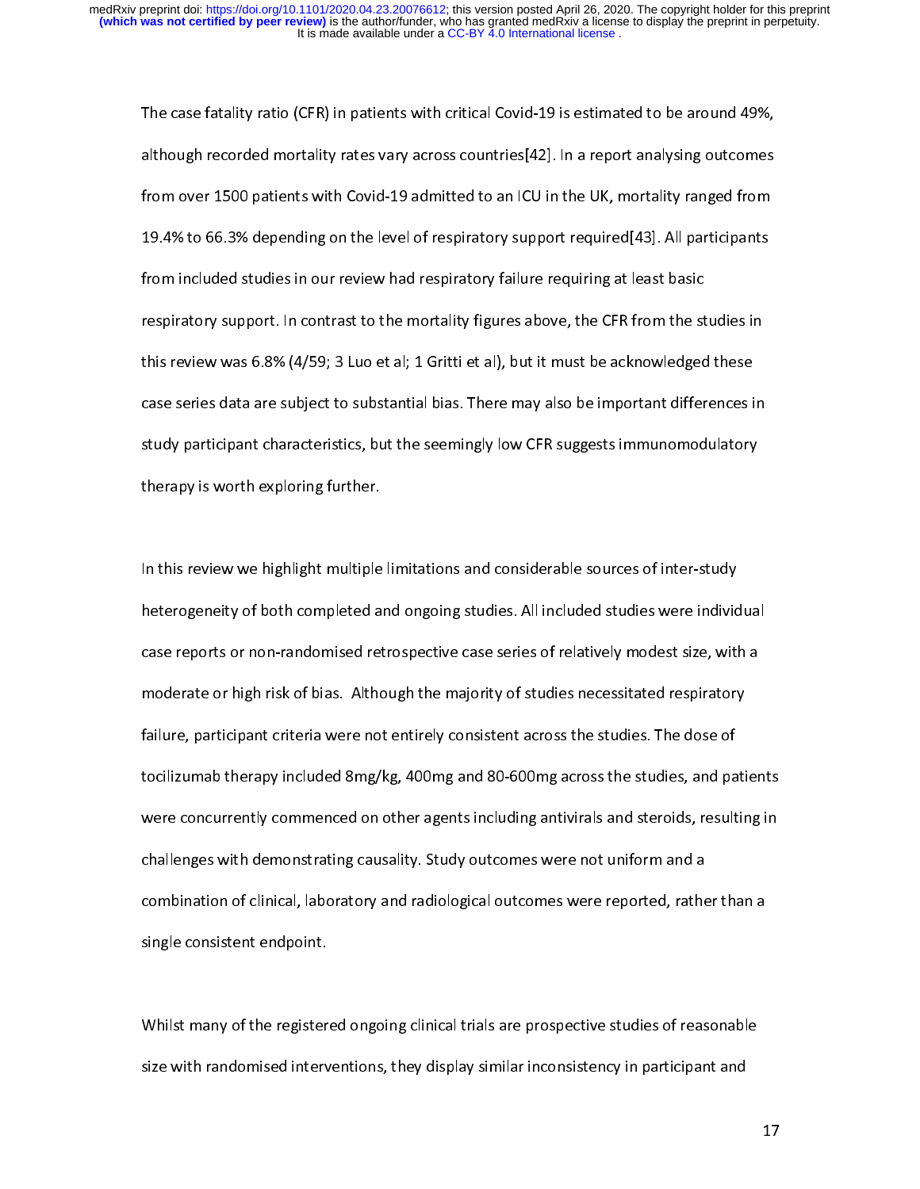The case fatality ratio (CFR) in patients with critical Covid-19 is estimated to be around 49%, although recorded mortality rates vary across countries[42]. In a report analysing outcomes from over 1500 patients with Covid-19 admitted to an ICU in the UK, mortality ranged from 19.4% to 66.3% depending on the level of respiratory support required[43]. All participants from included studies in our review had respiratory failure requiring at least basic respiratory support. In contrast to the mortality figures above, the CFR from the studies in this review was 6.8% (4/59; 3 Luo et al; 1 Gritti et al), but it must be acknowledged these case series data are subject to substantial bias. There may also be important differences in study participant characteristics, but the seemingly low CFR suggests immunomodulatory therapy is worth exploring further.

In this review we highlight multiple limitations and considerable sources of inter-study heterogeneity of both completed and ongoing studies. All included studies were individual case reports or non-randomised retrospective case series of relatively modest size, with a moderate or high risk of bias. Although the majority of studies necessitated respiratory failure, participant criteria were not entirely consistent across the studies. The dose of tocilizumab therapy included 8mg/kg, 400mg and 80-600mg across the studies, and patients were concurrently commenced on other agents including antivirals and steroids, resulting in challenges with demonstrating causality. Study outcomes were not uniform and a combination of clinical, laboratory and radiological outcomes were reported, rather than a single consistent endpoint.

Whilst many of the registered ongoing clinical trials are prospective studies of reasonable size with randomised interventions, they display similar inconsistency in participant and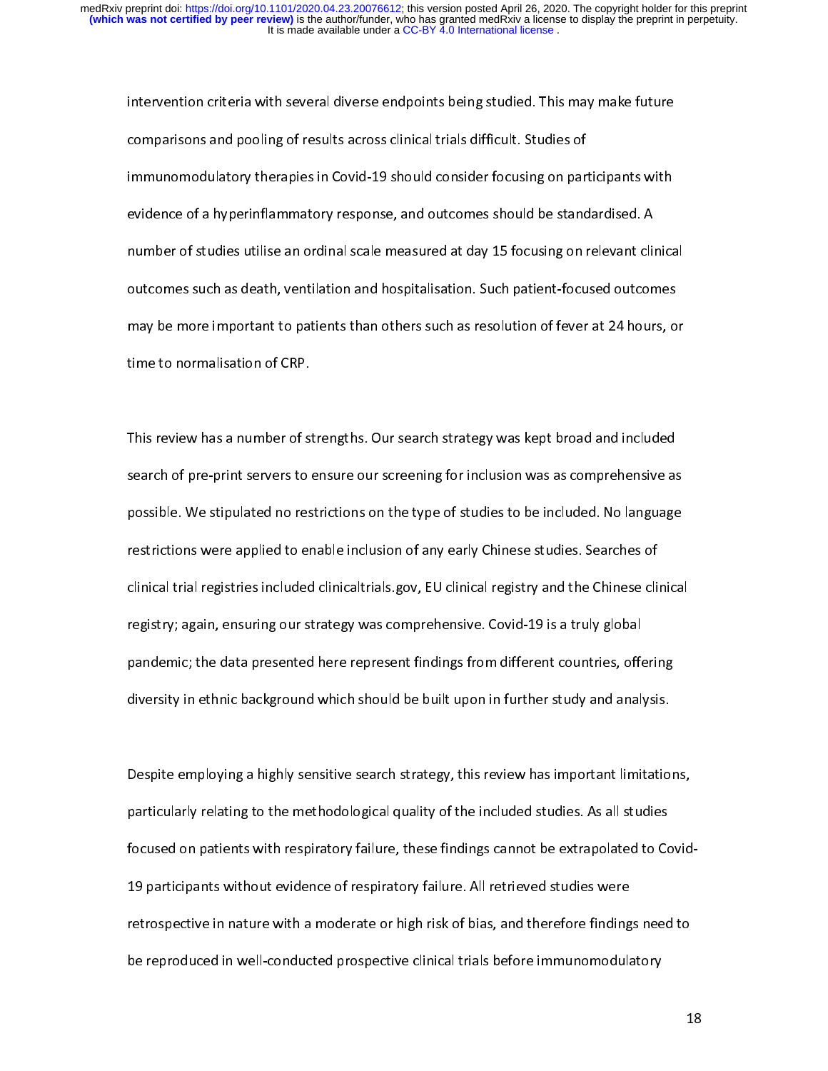intervention criteria with several diverse endpoints being studied. This may make future comparisons and pooling of results across clinical trials difficult. Studies of immunomodulatory therapies in Covid-19 should consider focusing on participants with evidence of a hyperinflammatory response, and outcomes should be standardised. A number of studies utilise an ordinal scale measured at day 15 focusing on relevant clinical outcomes such as death, ventilation and hospitalisation. Such patient-focused outcomes may be more important to patients than others such as resolution of fever at 24 hours, or time to normalisation of CRP.

This review has a number of strengths. Our search strategy was kept broad and included search of pre-print servers to ensure our screening for inclusion was as comprehensive as possible. We stipulated no restrictions on the type of studies to be included. No language restrictions were applied to enable inclusion of any early Chinese studies. Searches of clinical trial registries included clinicaltrials.gov, EU clinical registry and the Chinese clinical registry; again, ensuring our strategy was comprehensive. Covid-19 is a truly global pandemic; the data presented here represent findings from different countries, offering diversity in ethnic background which should be built upon in further study and analysis.

Despite employing a highly sensitive search strategy, this review has important limitations, particularly relating to the methodological quality of the included studies. As all studies focused on patients with respiratory failure, these findings cannot be extrapolated to Covid-19 participants without evidence of respiratory failure. All retrieved studies were retrospective in nature with a moderate or high risk of bias, and therefore findings need to be reproduced in well-conducted prospective clinical trials before immunomodulatory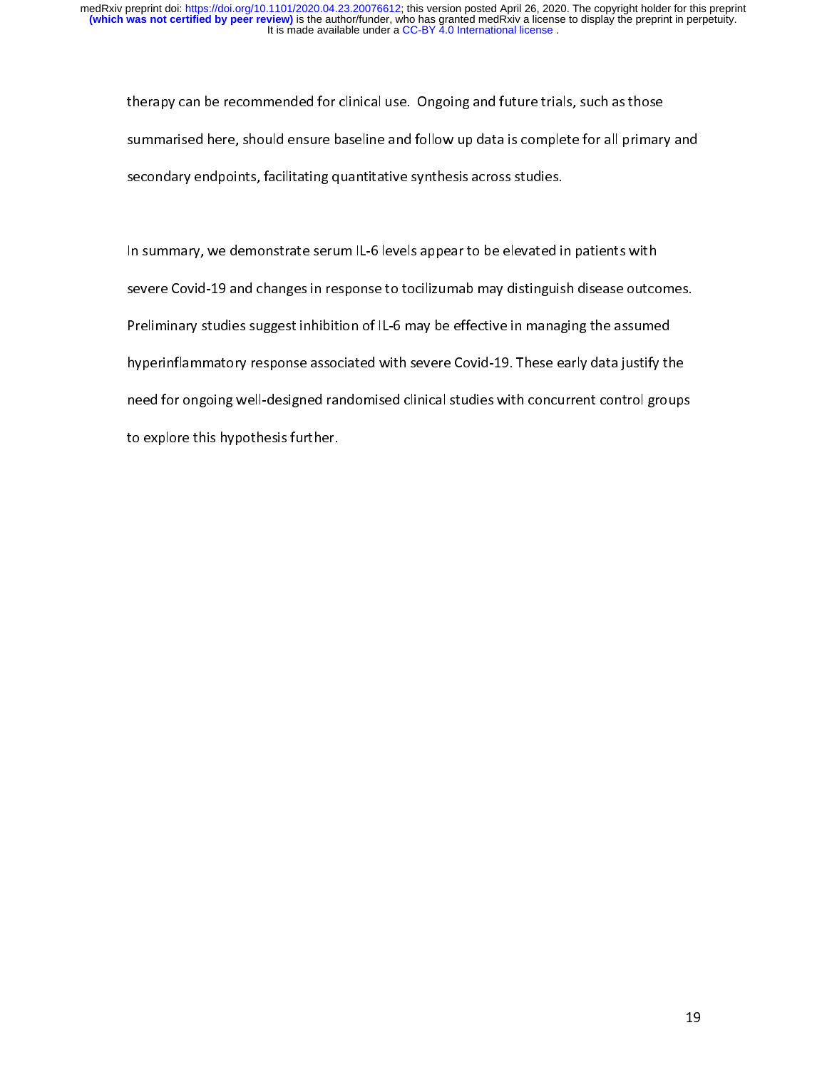therapy can be recommended for clinical use. Ongoing and future trials, such as those summarised here, should ensure baseline and follow up data is complete for all primary and secondary endpoints, facilitating quantitative synthesis across studies.

In summary, we demonstrate serum IL-6 levels appear to be elevated in patients with severe Covid-19 and changes in response to tocilizumab may distinguish disease outcomes. Preliminary studies suggest inhibition of IL-6 may be effective in managing the assumed hyperinflammatory response associated with severe Covid-19. These early data justify the need for ongoing well-designed randomised clinical studies with concurrent control groups to explore this hypothesis further.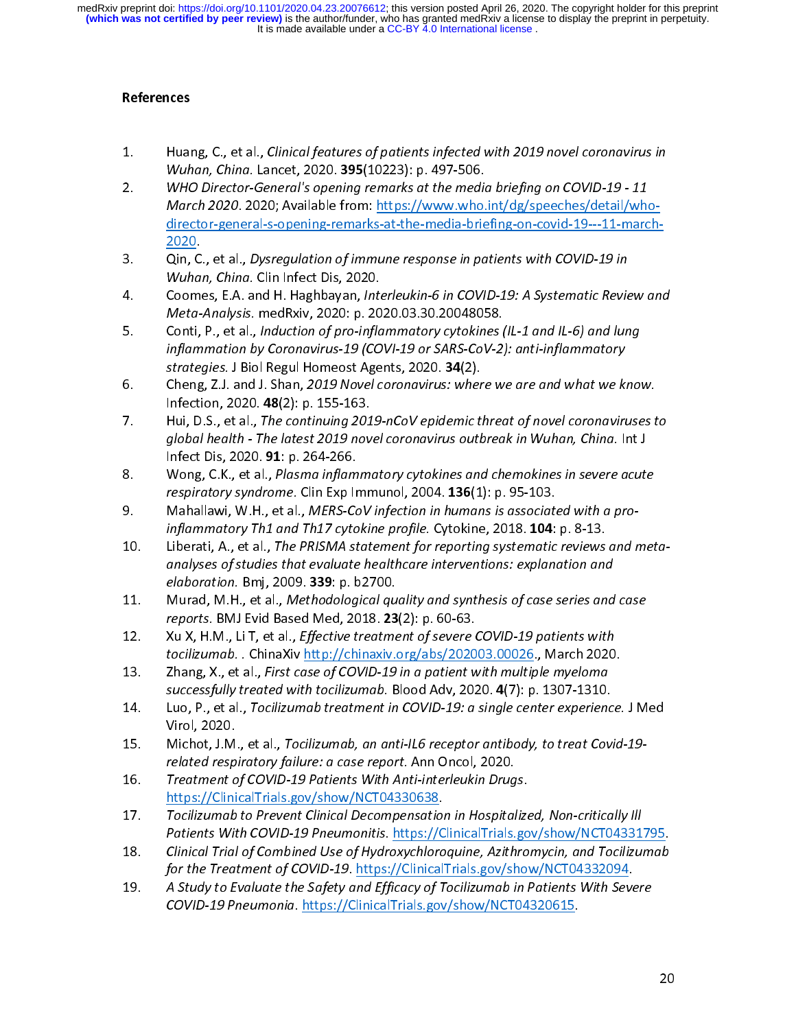## References

1. Huang, C., et al., *Clinical features of patients infected with 2019 novel coronavirus in Wuhan, China.* Lancet, 2020. **395**(10223): p. 497-506.
2. *WHO Director-General's opening remarks at the media briefing on COVID-19 - 11 March 2020.* 2020; Available from: https://www.who.int/dg/speeches/detail/who-director-general-s-opening-remarks-at-the-media-briefing-on-covid-19---11-march-2020.
3. Qin, C., et al., *Dysregulation of immune response in patients with COVID-19 in Wuhan, China.* Clin Infect Dis, 2020.
4. Coomes, E.A. and H. Haghbayan, *Interleukin-6 in COVID-19: A Systematic Review and Meta-Analysis.* medRxiv, 2020: p. 2020.03.30.20048058.
5. Conti, P., et al., *Induction of pro-inflammatory cytokines (IL-1 and IL-6) and lung inflammation by Coronavirus-19 (COVI-19 or SARS-CoV-2): anti-inflammatory strategies.* J Biol Regul Homeost Agents, 2020. **34**(2).
6. Cheng, Z.J. and J. Shan, *2019 Novel coronavirus: where we are and what we know.* Infection, 2020. **48**(2): p. 155-163.
7. Hui, D.S., et al., *The continuing 2019-nCoV epidemic threat of novel coronaviruses to global health - The latest 2019 novel coronavirus outbreak in Wuhan, China.* Int J Infect Dis, 2020. **91**: p. 264-266.
8. Wong, C.K., et al., *Plasma inflammatory cytokines and chemokines in severe acute respiratory syndrome.* Clin Exp Immunol, 2004. **136**(1): p. 95-103.
9. Mahallawi, W.H., et al., *MERS-CoV infection in humans is associated with a pro-inflammatory Th1 and Th17 cytokine profile.* Cytokine, 2018. **104**: p. 8-13.
10. Liberati, A., et al., *The PRISMA statement for reporting systematic reviews and meta-analyses of studies that evaluate healthcare interventions: explanation and elaboration.* Bmj, 2009. **339**: p. b2700.
11. Murad, M.H., et al., *Methodological quality and synthesis of case series and case reports.* BMJ Evid Based Med, 2018. **23**(2): p. 60-63.
12. Xu X, H.M., Li T, et al., *Effective treatment of severe COVID-19 patients with tocilizumab.* . ChinaXiv http://chinaxiv.org/abs/202003.00026., March 2020.
13. Zhang, X., et al., *First case of COVID-19 in a patient with multiple myeloma successfully treated with tocilizumab.* Blood Adv, 2020. **4**(7): p. 1307-1310.
14. Luo, P., et al., *Tocilizumab treatment in COVID-19: a single center experience.* J Med Virol, 2020.
15. Michot, J.M., et al., *Tocilizumab, an anti-IL6 receptor antibody, to treat Covid-19-related respiratory failure: a case report.* Ann Oncol, 2020.
16. *Treatment of COVID-19 Patients With Anti-interleukin Drugs.* https://ClinicalTrials.gov/show/NCT04330638.
17. *Tocilizumab to Prevent Clinical Decompensation in Hospitalized, Non-critically Ill Patients With COVID-19 Pneumonitis.* https://ClinicalTrials.gov/show/NCT04331795.
18. *Clinical Trial of Combined Use of Hydroxychloroquine, Azithromycin, and Tocilizumab for the Treatment of COVID-19.* https://ClinicalTrials.gov/show/NCT04332094.
19. *A Study to Evaluate the Safety and Efficacy of Tocilizumab in Patients With Severe COVID-19 Pneumonia.* https://ClinicalTrials.gov/show/NCT04320615.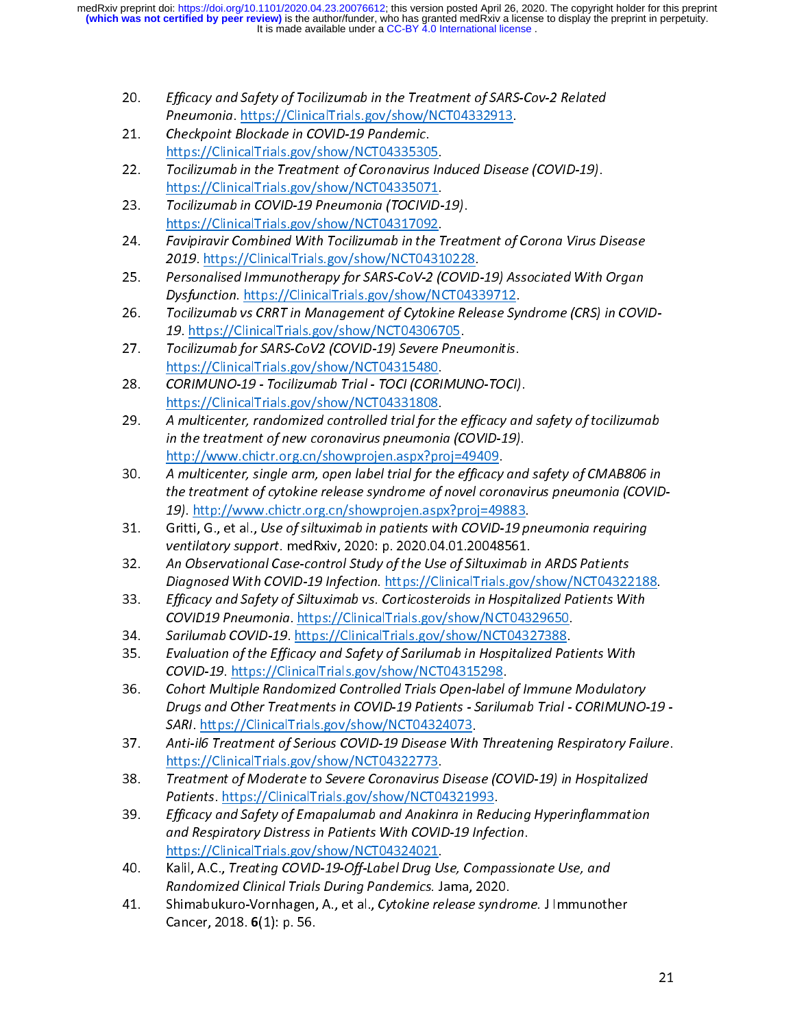20. *Efficacy and Safety of Tocilizumab in the Treatment of SARS-Cov-2 Related Pneumonia*. https://ClinicalTrials.gov/show/NCT04332913.
21. *Checkpoint Blockade in COVID-19 Pandemic*. https://ClinicalTrials.gov/show/NCT04335305.
22. *Tocilizumab in the Treatment of Coronavirus Induced Disease (COVID-19)*. https://ClinicalTrials.gov/show/NCT04335071.
23. *Tocilizumab in COVID-19 Pneumonia (TOCIVID-19)*. https://ClinicalTrials.gov/show/NCT04317092.
24. *Favipiravir Combined With Tocilizumab in the Treatment of Corona Virus Disease 2019*. https://ClinicalTrials.gov/show/NCT04310228.
25. *Personalised Immunotherapy for SARS-CoV-2 (COVID-19) Associated With Organ Dysfunction*. https://ClinicalTrials.gov/show/NCT04339712.
26. *Tocilizumab vs CRRT in Management of Cytokine Release Syndrome (CRS) in COVID-19*. https://ClinicalTrials.gov/show/NCT04306705.
27. *Tocilizumab for SARS-CoV2 (COVID-19) Severe Pneumonitis*. https://ClinicalTrials.gov/show/NCT04315480.
28. *CORIMUNO-19 - Tocilizumab Trial - TOCI (CORIMUNO-TOCI)*. https://ClinicalTrials.gov/show/NCT04331808.
29. *A multicenter, randomized controlled trial for the efficacy and safety of tocilizumab in the treatment of new coronavirus pneumonia (COVID-19)*. http://www.chictr.org.cn/showprojen.aspx?proj=49409.
30. *A multicenter, single arm, open label trial for the efficacy and safety of CMAB806 in the treatment of cytokine release syndrome of novel coronavirus pneumonia (COVID-19)*. http://www.chictr.org.cn/showprojen.aspx?proj=49883.
31. Gritti, G., et al., *Use of siltuximab in patients with COVID-19 pneumonia requiring ventilatory support*. medRxiv, 2020: p. 2020.04.01.20048561.
32. *An Observational Case-control Study of the Use of Siltuximab in ARDS Patients Diagnosed With COVID-19 Infection*. https://ClinicalTrials.gov/show/NCT04322188.
33. *Efficacy and Safety of Siltuximab vs. Corticosteroids in Hospitalized Patients With COVID19 Pneumonia*. https://ClinicalTrials.gov/show/NCT04329650.
34. *Sarilumab COVID-19*. https://ClinicalTrials.gov/show/NCT04327388.
35. *Evaluation of the Efficacy and Safety of Sarilumab in Hospitalized Patients With COVID-19*. https://ClinicalTrials.gov/show/NCT04315298.
36. *Cohort Multiple Randomized Controlled Trials Open-label of Immune Modulatory Drugs and Other Treatments in COVID-19 Patients - Sarilumab Trial - CORIMUNO-19 - SARI*. https://ClinicalTrials.gov/show/NCT04324073.
37. *Anti-il6 Treatment of Serious COVID-19 Disease With Threatening Respiratory Failure*. https://ClinicalTrials.gov/show/NCT04322773.
38. *Treatment of Moderate to Severe Coronavirus Disease (COVID-19) in Hospitalized Patients*. https://ClinicalTrials.gov/show/NCT04321993.
39. *Efficacy and Safety of Emapalumab and Anakinra in Reducing Hyperinflammation and Respiratory Distress in Patients With COVID-19 Infection*. https://ClinicalTrials.gov/show/NCT04324021.
40. Kalil, A.C., *Treating COVID-19-Off-Label Drug Use, Compassionate Use, and Randomized Clinical Trials During Pandemics*. Jama, 2020.
41. Shimabukuro-Vornhagen, A., et al., *Cytokine release syndrome*. J Immunother Cancer, 2018. **6**(1): p. 56.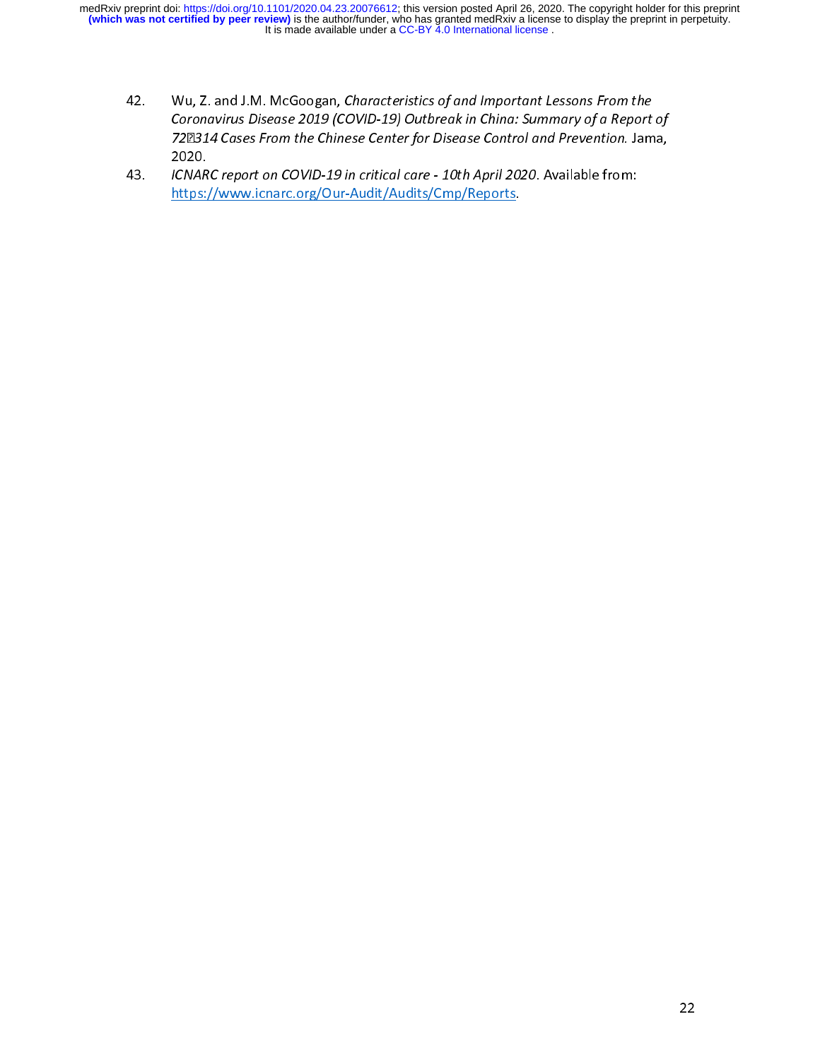42. Wu, Z. and J.M. McGoogan, *Characteristics of and Important Lessons From the Coronavirus Disease 2019 (COVID-19) Outbreak in China: Summary of a Report of 72�314 Cases From the Chinese Center for Disease Control and Prevention.* Jama, 2020.
43. *ICNARC report on COVID-19 in critical care - 10th April 2020*. Available from: https://www.icnarc.org/Our-Audit/Audits/Cmp/Reports.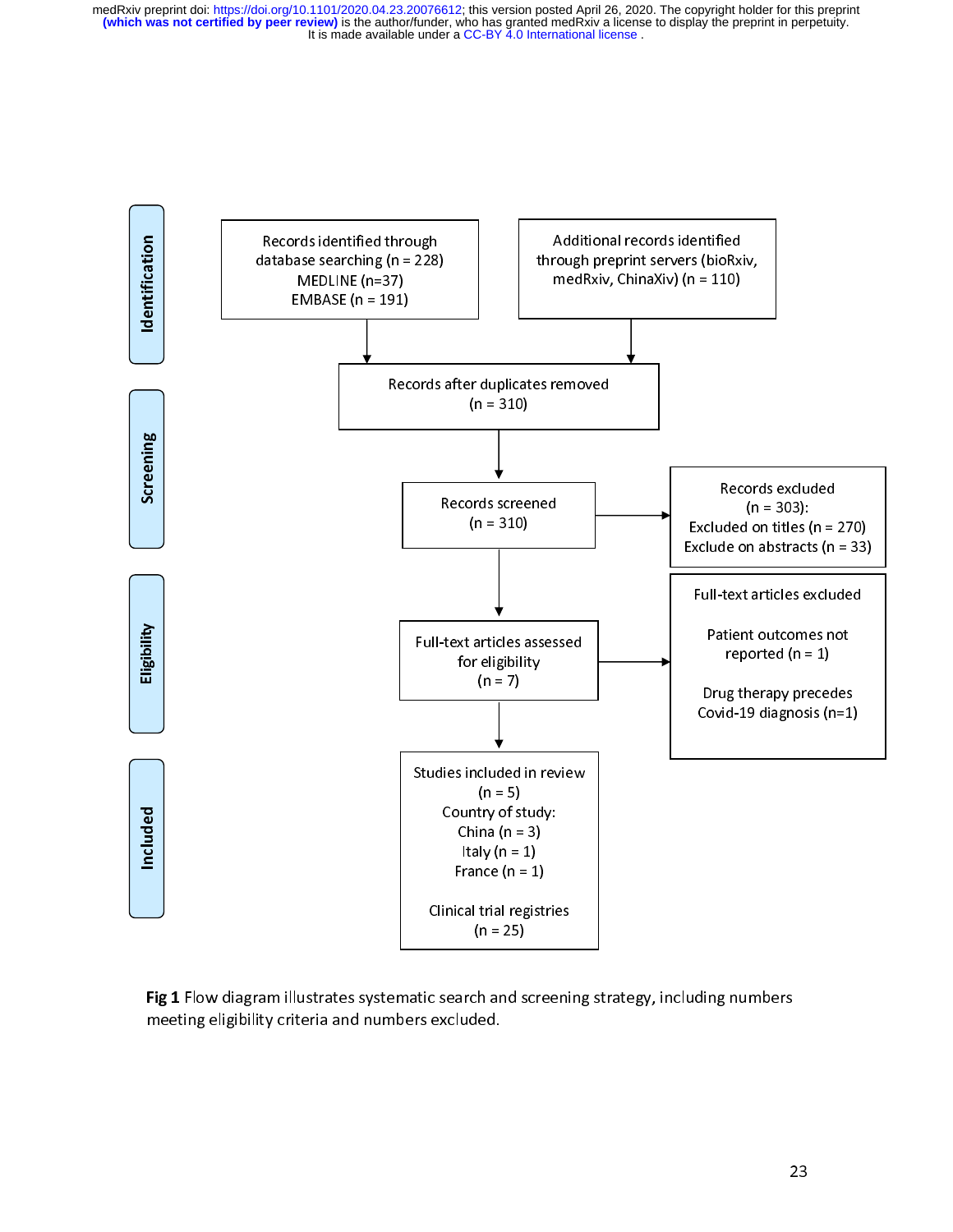Identification

Records identified through database searching (n = 228)
MEDLINE (n=37)
EMBASE (n = 191)

Additional records identified through preprint servers (bioRxiv, medRxiv, ChinaXiv) (n = 110)

Screening

Records after duplicates removed (n = 310)

Records screened (n = 310)

Records excluded (n = 303):
Excluded on titles (n = 270)
Exclude on abstracts (n = 33)

Eligibility

Full-text articles assessed for eligibility (n = 7)

Full-text articles excluded

Patient outcomes not reported (n = 1)

Drug therapy precedes Covid-19 diagnosis (n=1)

Included

Studies included in review (n = 5)
Country of study:
China (n = 3)
Italy (n = 1)
France (n = 1)

Clinical trial registries (n = 25)

**Fig 1** Flow diagram illustrates systematic search and screening strategy, including numbers meeting eligibility criteria and numbers excluded.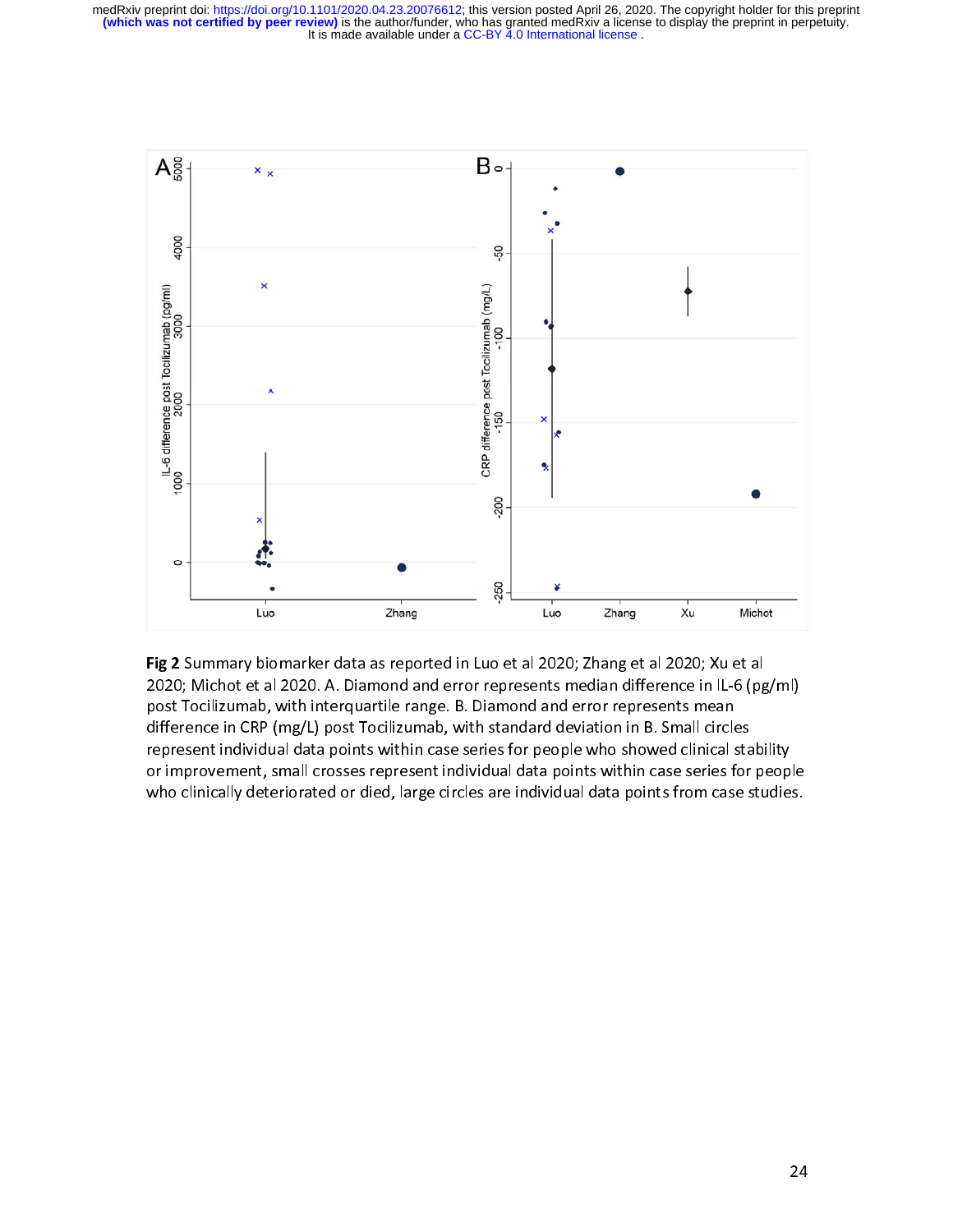**Fig 2** Summary biomarker data as reported in Luo et al 2020; Zhang et al 2020; Xu et al 2020; Michot et al 2020. A. Diamond and error represents median difference in IL-6 (pg/ml) post Tocilizumab, with interquartile range. B. Diamond and error represents mean difference in CRP (mg/L) post Tocilizumab, with standard deviation in B. Small circles represent individual data points within case series for people who showed clinical stability or improvement, small crosses represent individual data points within case series for people who clinically deteriorated or died, large circles are individual data points from case studies.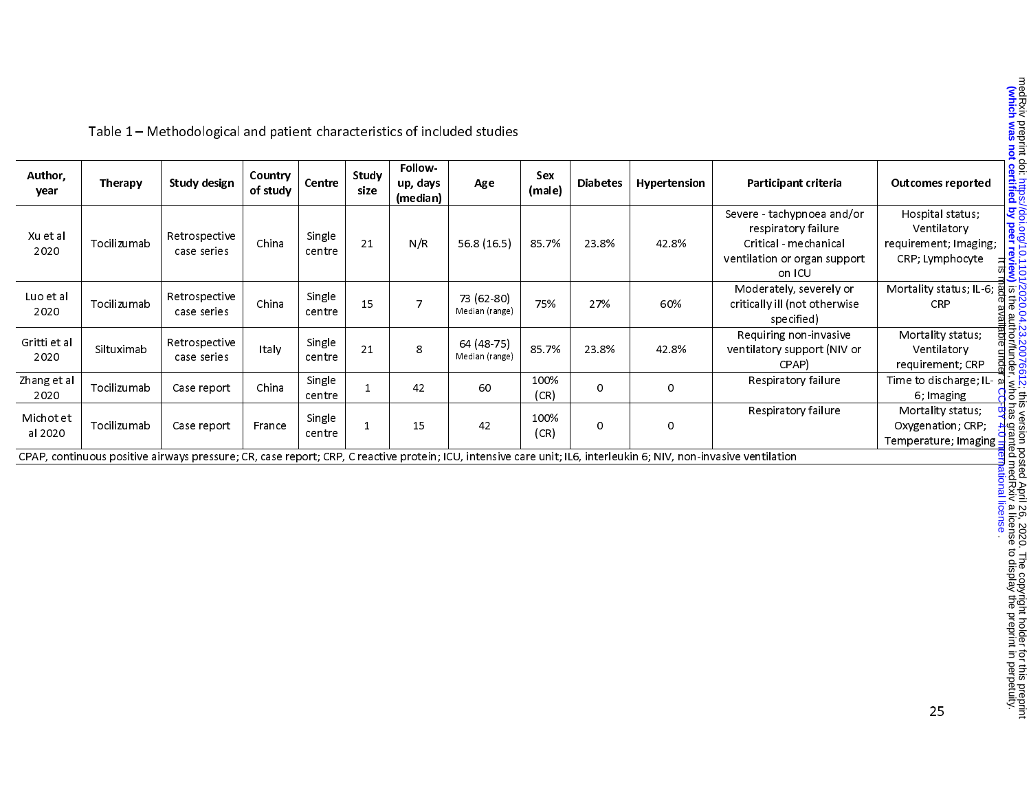Table 1 – Methodological and patient characteristics of included studies

| Author, year | Therapy | Study design | Country of study | Centre | Study size | Follow-up, days (median) | Age | Sex (male) | Diabetes | Hypertension | Participant criteria | Outcomes reported |
|---|---|---|---|---|---|---|---|---|---|---|---|---|
| Xu et al 2020 | Tocilizumab | Retrospective case series | China | Single centre | 21 | N/R | 56.8 (16.5) | 85.7% | 23.8% | 42.8% | Severe - tachypnoea and/or respiratory failure<br>Critical - mechanical ventilation or organ support on ICU | Hospital status; Ventilatory requirement; Imaging; CRP; Lymphocyte |
| Luo et al 2020 | Tocilizumab | Retrospective case series | China | Single centre | 15 | 7 | 73 (62-80)<br>Median (range) | 75% | 27% | 60% | Moderately, severely or critically ill (not otherwise specified) | Mortality status; IL-6; CRP |
| Gritti et al 2020 | Siltuximab | Retrospective case series | Italy | Single centre | 21 | 8 | 64 (48-75)<br>Median (range) | 85.7% | 23.8% | 42.8% | Requiring non-invasive ventilatory support (NIV or CPAP) | Mortality status; Ventilatory requirement; CRP |
| Zhang et al 2020 | Tocilizumab | Case report | China | Single centre | 1 | 42 | 60 | 100% (CR) | 0 | 0 | Respiratory failure | Time to discharge; IL-6; Imaging |
| Michot et al 2020 | Tocilizumab | Case report | France | Single centre | 1 | 15 | 42 | 100% (CR) | 0 | 0 | Respiratory failure | Mortality status; Oxygenation; CRP; Temperature; Imaging |

CPAP, continuous positive airways pressure; CR, case report; CRP, C reactive protein; ICU, intensive care unit; IL6, interleukin 6; NIV, non-invasive ventilation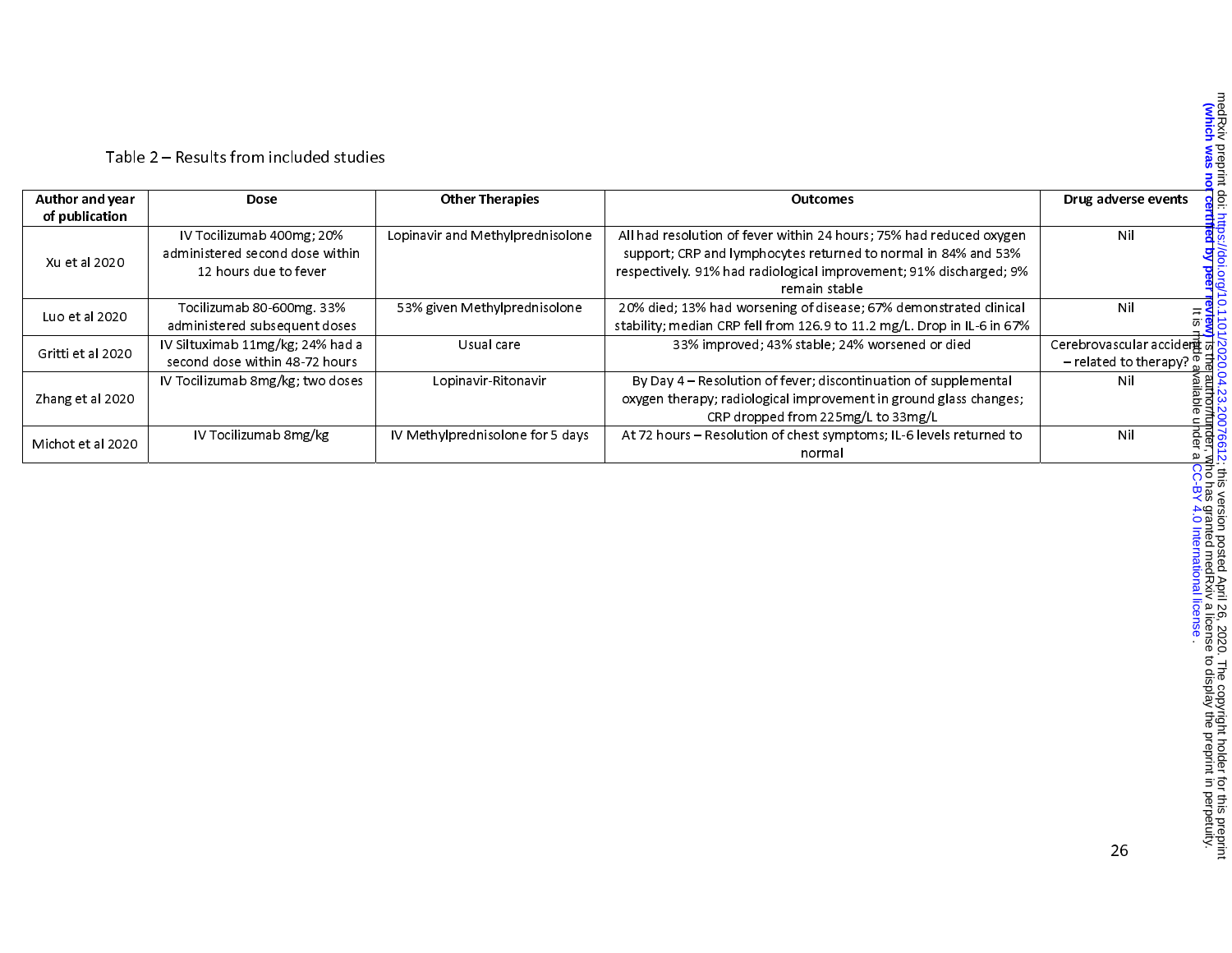Table 2 – Results from included studies

| Author and year of publication | Dose | Other Therapies | Outcomes | Drug adverse events |
|---|---|---|---|---|
| Xu et al 2020 | IV Tocilizumab 400mg; 20% administered second dose within 12 hours due to fever | Lopinavir and Methylprednisolone | All had resolution of fever within 24 hours; 75% had reduced oxygen support; CRP and lymphocytes returned to normal in 84% and 53% respectively. 91% had radiological improvement; 91% discharged; 9% remain stable | Nil |
| Luo et al 2020 | Tocilizumab 80-600mg. 33% administered subsequent doses | 53% given Methylprednisolone | 20% died; 13% had worsening of disease; 67% demonstrated clinical stability; median CRP fell from 126.9 to 11.2 mg/L. Drop in IL-6 in 67% | Nil |
| Gritti et al 2020 | IV Siltuximab 11mg/kg; 24% had a second dose within 48-72 hours | Usual care | 33% improved; 43% stable; 24% worsened or died | Cerebrovascular accident – related to therapy? |
| Zhang et al 2020 | IV Tocilizumab 8mg/kg; two doses | Lopinavir-Ritonavir | By Day 4 – Resolution of fever; discontinuation of supplemental oxygen therapy; radiological improvement in ground glass changes; CRP dropped from 225mg/L to 33mg/L | Nil |
| Michot et al 2020 | IV Tocilizumab 8mg/kg | IV Methylprednisolone for 5 days | At 72 hours – Resolution of chest symptoms; IL-6 levels returned to normal | Nil |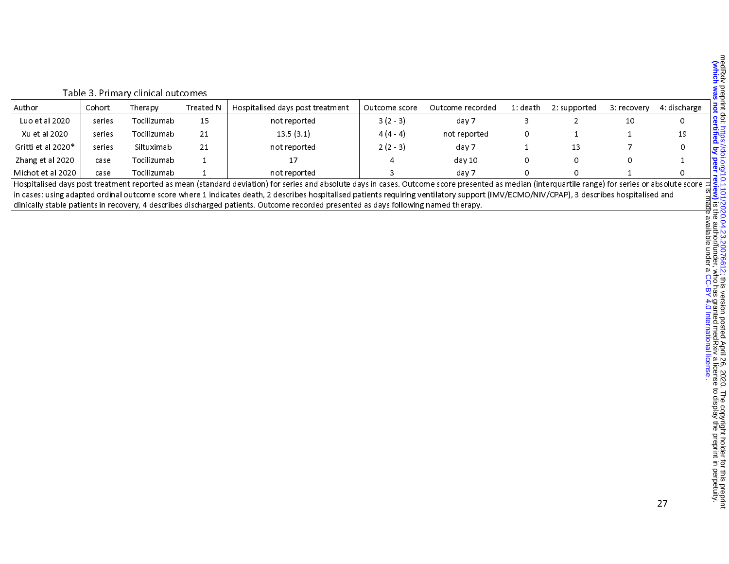Table 3. Primary clinical outcomes

| Author | Cohort | Therapy | Treated N | Hospitalised days post treatment | Outcome score | Outcome recorded | 1: death | 2: supported | 3: recovery | 4: discharge |
|---|---|---|---|---|---|---|---|---|---|---|
| Luo et al 2020 | series | Tocilizumab | 15 | not reported | 3 (2 - 3) | day 7 | 3 | 2 | 10 | 0 |
| Xu et al 2020 | series | Tocilizumab | 21 | 13.5 (3.1) | 4 (4 - 4) | not reported | 0 | 1 | 1 | 19 |
| Gritti et al 2020* | series | Siltuximab | 21 | not reported | 2 (2 - 3) | day 7 | 1 | 13 | 7 | 0 |
| Zhang et al 2020 | case | Tocilizumab | 1 | 17 | 4 | day 10 | 0 | 0 | 0 | 1 |
| Michot et al 2020 | case | Tocilizumab | 1 | not reported | 3 | day 7 | 0 | 0 | 1 | 0 |

Hospitalised days post treatment reported as mean (standard deviation) for series and absolute days in cases. Outcome score presented as median (interquartile range) for series or absolute score in cases: using adapted ordinal outcome score where 1 indicates death, 2 describes hospitalised patients requiring ventilatory support (IMV/ECMO/NIV/CPAP), 3 describes hospitalised and clinically stable patients in recovery, 4 describes discharged patients. Outcome recorded presented as days following named therapy.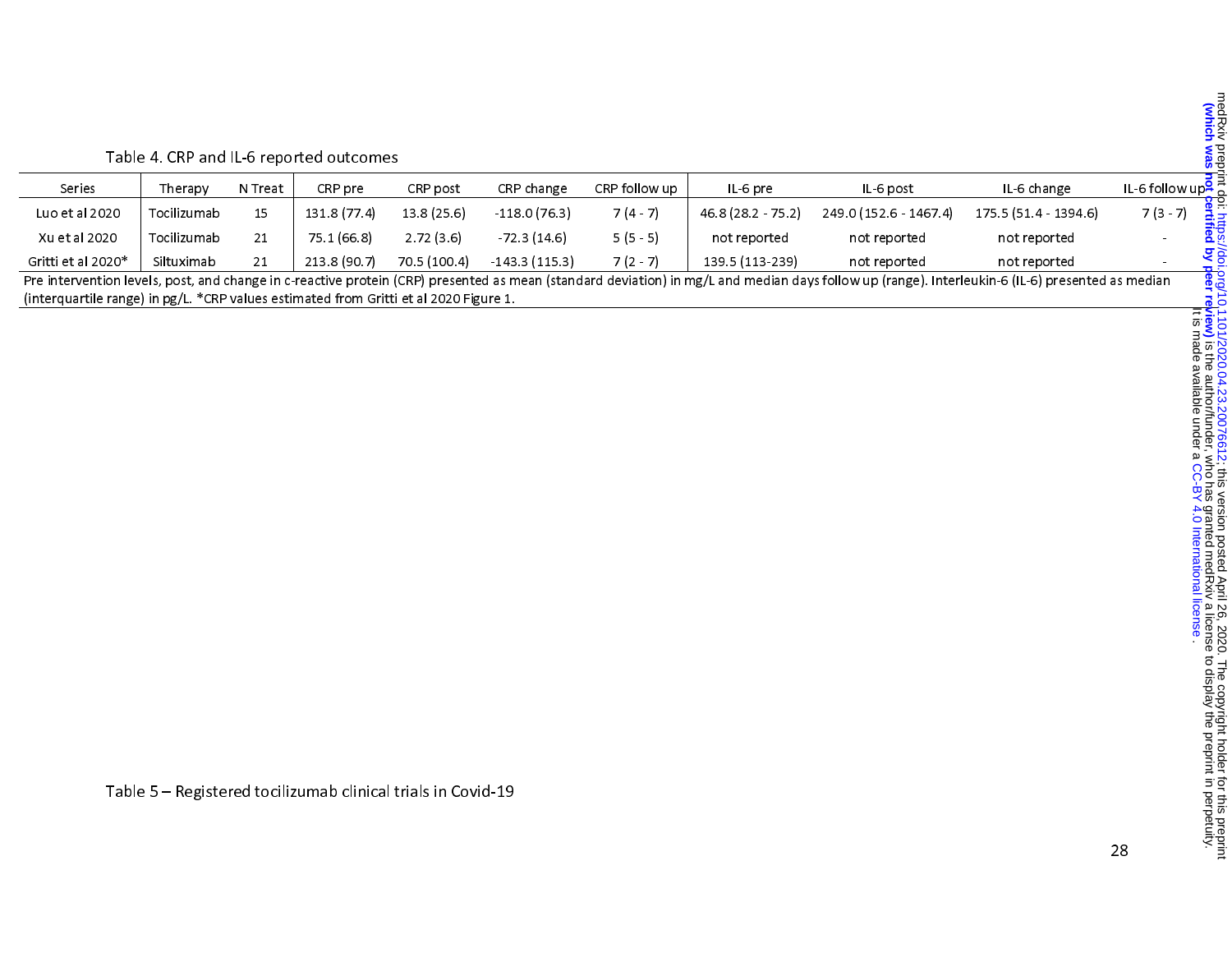Table 4. CRP and IL-6 reported outcomes

| Series | Therapy | N Treat | CRP pre | CRP post | CRP change | CRP follow up | IL-6 pre | IL-6 post | IL-6 change | IL-6 follow up |
|---|---|---|---|---|---|---|---|---|---|---|
| Luo et al 2020 | Tocilizumab | 15 | 131.8 (77.4) | 13.8 (25.6) | -118.0 (76.3) | 7 (4 - 7) | 46.8 (28.2 - 75.2) | 249.0 (152.6 - 1467.4) | 175.5 (51.4 - 1394.6) | 7 (3 - 7) |
| Xu et al 2020 | Tocilizumab | 21 | 75.1 (66.8) | 2.72 (3.6) | -72.3 (14.6) | 5 (5 - 5) | not reported | not reported | not reported | - |
| Gritti et al 2020* | Siltuximab | 21 | 213.8 (90.7) | 70.5 (100.4) | -143.3 (115.3) | 7 (2 - 7) | 139.5 (113-239) | not reported | not reported | - |

Pre intervention levels, post, and change in c-reactive protein (CRP) presented as mean (standard deviation) in mg/L and median days follow up (range). Interleukin-6 (IL-6) presented as median (interquartile range) in pg/L. *CRP values estimated from Gritti et al 2020 Figure 1.

Table 5 – Registered tocilizumab clinical trials in Covid-19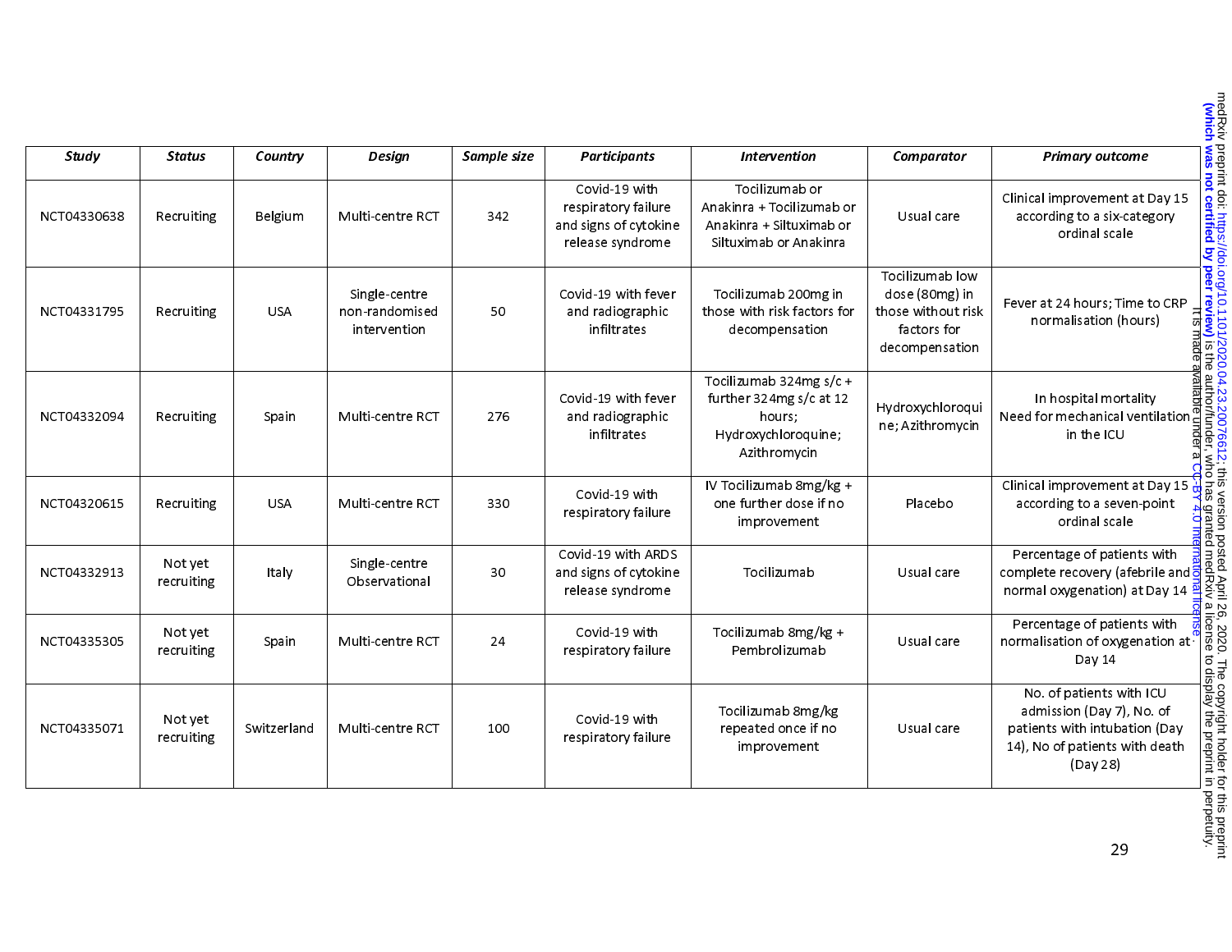| *Study* | *Status* | *Country* | *Design* | *Sample size* | *Participants* | *Intervention* | *Comparator* | *Primary outcome* |
|---|---|---|---|---|---|---|---|---|
| NCT04330638 | Recruiting | Belgium | Multi-centre RCT | 342 | Covid-19 with respiratory failure and signs of cytokine release syndrome | Tocilizumab or Anakinra + Tocilizumab or Anakinra + Siltuximab or Siltuximab or Anakinra | Usual care | Clinical improvement at Day 15 according to a six-category ordinal scale |
| NCT04331795 | Recruiting | USA | Single-centre non-randomised intervention | 50 | Covid-19 with fever and radiographic infiltrates | Tocilizumab 200mg in those with risk factors for decompensation | Tocilizumab low dose (80mg) in those without risk factors for decompensation | Fever at 24 hours; Time to CRP normalisation (hours) |
| NCT04332094 | Recruiting | Spain | Multi-centre RCT | 276 | Covid-19 with fever and radiographic infiltrates | Tocilizumab 324mg s/c + further 324mg s/c at 12 hours; Hydroxychloroquine; Azithromycin | Hydroxychloroquine; Azithromycin | In hospital mortality Need for mechanical ventilation in the ICU |
| NCT04320615 | Recruiting | USA | Multi-centre RCT | 330 | Covid-19 with respiratory failure | IV Tocilizumab 8mg/kg + one further dose if no improvement | Placebo | Clinical improvement at Day 15 according to a seven-point ordinal scale |
| NCT04332913 | Not yet recruiting | Italy | Single-centre Observational | 30 | Covid-19 with ARDS and signs of cytokine release syndrome | Tocilizumab | Usual care | Percentage of patients with complete recovery (afebrile and normal oxygenation) at Day 14 |
| NCT04335305 | Not yet recruiting | Spain | Multi-centre RCT | 24 | Covid-19 with respiratory failure | Tocilizumab 8mg/kg + Pembrolizumab | Usual care | Percentage of patients with normalisation of oxygenation at Day 14 |
| NCT04335071 | Not yet recruiting | Switzerland | Multi-centre RCT | 100 | Covid-19 with respiratory failure | Tocilizumab 8mg/kg repeated once if no improvement | Usual care | No. of patients with ICU admission (Day 7), No. of patients with intubation (Day 14), No of patients with death (Day 28) |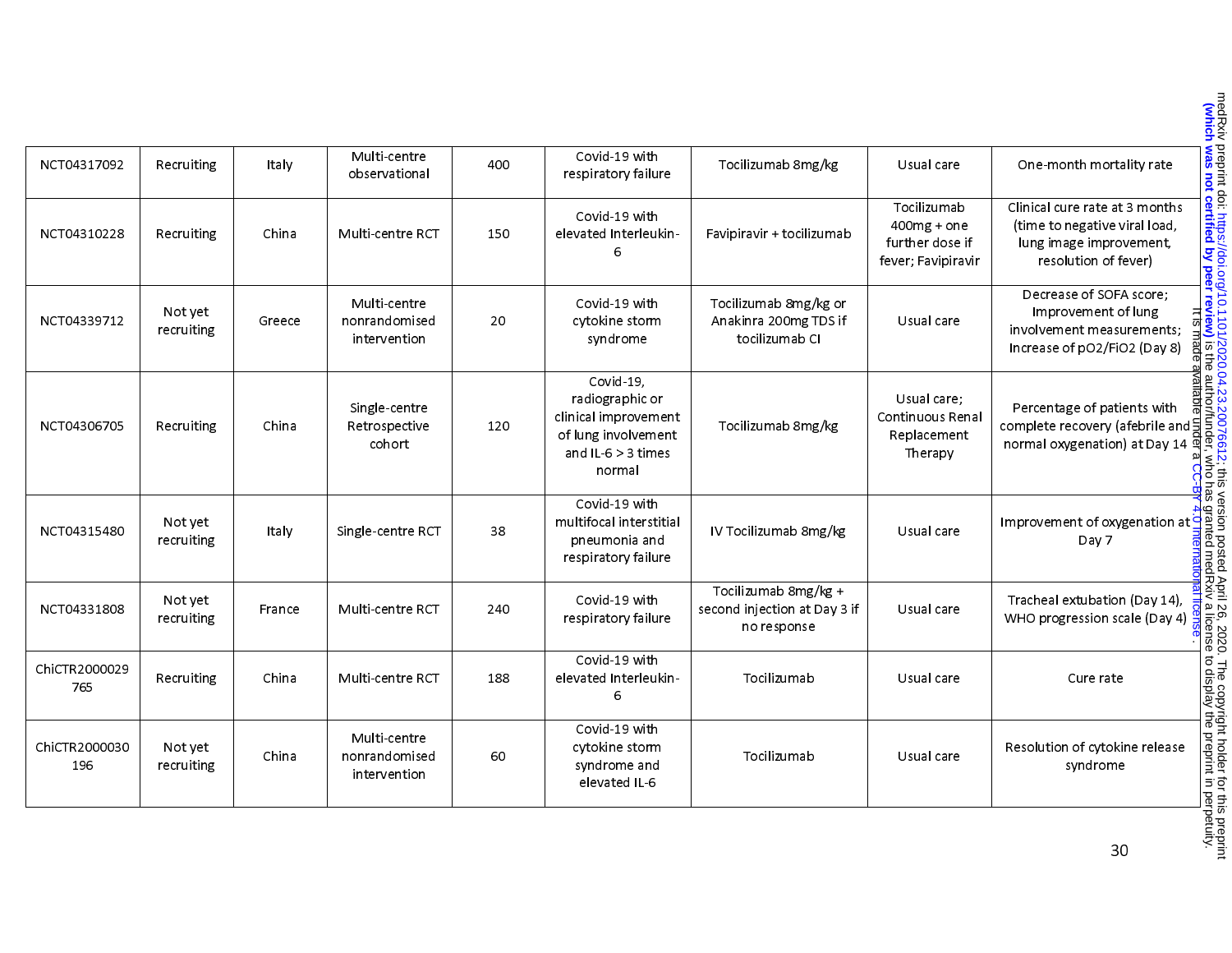| NCT04317092 | Recruiting | Italy | Multi-centre observational | 400 | Covid-19 with respiratory failure | Tocilizumab 8mg/kg | Usual care | One-month mortality rate |
|---|---|---|---|---|---|---|---|---|
| NCT04310228 | Recruiting | China | Multi-centre RCT | 150 | Covid-19 with elevated Interleukin-6 | Favipiravir + tocilizumab | Tocilizumab 400mg + one further dose if fever; Favipiravir | Clinical cure rate at 3 months (time to negative viral load, lung image improvement, resolution of fever) |
| NCT04339712 | Not yet recruiting | Greece | Multi-centre nonrandomised intervention | 20 | Covid-19 with cytokine storm syndrome | Tocilizumab 8mg/kg or Anakinra 200mg TDS if tocilizumab CI | Usual care | Decrease of SOFA score; Improvement of lung involvement measurements; Increase of pO2/FiO2 (Day 8) |
| NCT04306705 | Recruiting | China | Single-centre Retrospective cohort | 120 | Covid-19, radiographic or clinical improvement of lung involvement and IL-6 > 3 times normal | Tocilizumab 8mg/kg | Usual care; Continuous Renal Replacement Therapy | Percentage of patients with complete recovery (afebrile and normal oxygenation) at Day 14 |
| NCT04315480 | Not yet recruiting | Italy | Single-centre RCT | 38 | Covid-19 with multifocal interstitial pneumonia and respiratory failure | IV Tocilizumab 8mg/kg | Usual care | Improvement of oxygenation at Day 7 |
| NCT04331808 | Not yet recruiting | France | Multi-centre RCT | 240 | Covid-19 with respiratory failure | Tocilizumab 8mg/kg + second injection at Day 3 if no response | Usual care | Tracheal extubation (Day 14), WHO progression scale (Day 4) |
| ChiCTR2000029765 | Recruiting | China | Multi-centre RCT | 188 | Covid-19 with elevated Interleukin-6 | Tocilizumab | Usual care | Cure rate |
| ChiCTR2000030196 | Not yet recruiting | China | Multi-centre nonrandomised intervention | 60 | Covid-19 with cytokine storm syndrome and elevated IL-6 | Tocilizumab | Usual care | Resolution of cytokine release syndrome |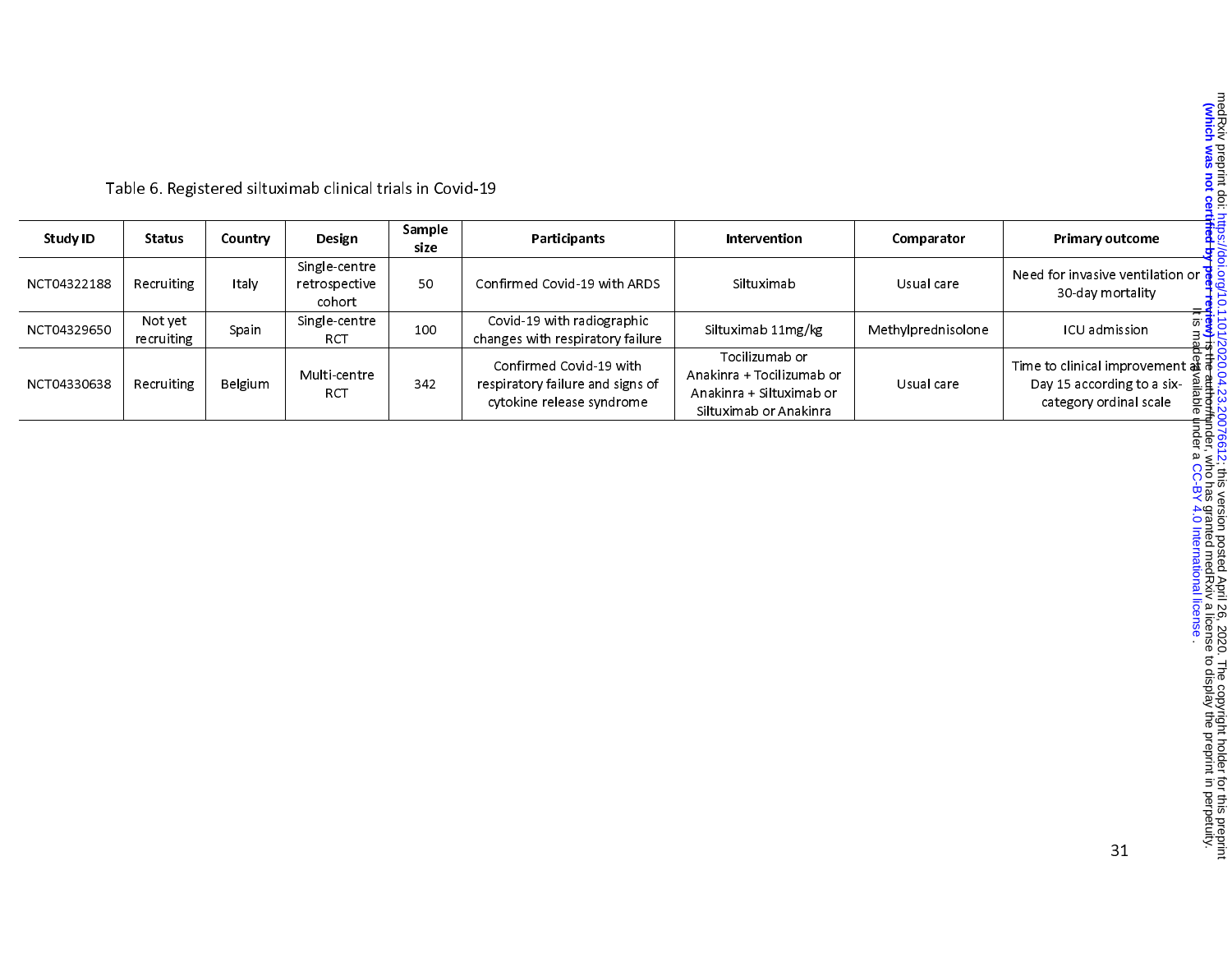Table 6. Registered siltuximab clinical trials in Covid-19

| Study ID | Status | Country | Design | Sample size | Participants | Intervention | Comparator | Primary outcome |
|---|---|---|---|---|---|---|---|---|
| NCT04322188 | Recruiting | Italy | Single-centre retrospective cohort | 50 | Confirmed Covid-19 with ARDS | Siltuximab | Usual care | Need for invasive ventilation or 30-day mortality |
| NCT04329650 | Not yet recruiting | Spain | Single-centre RCT | 100 | Covid-19 with radiographic changes with respiratory failure | Siltuximab 11mg/kg | Methylprednisolone | ICU admission |
| NCT04330638 | Recruiting | Belgium | Multi-centre RCT | 342 | Confirmed Covid-19 with respiratory failure and signs of cytokine release syndrome | Tocilizumab or Anakinra + Tocilizumab or Anakinra + Siltuximab or Siltuximab or Anakinra | Usual care | Time to clinical improvement at Day 15 according to a six-category ordinal scale |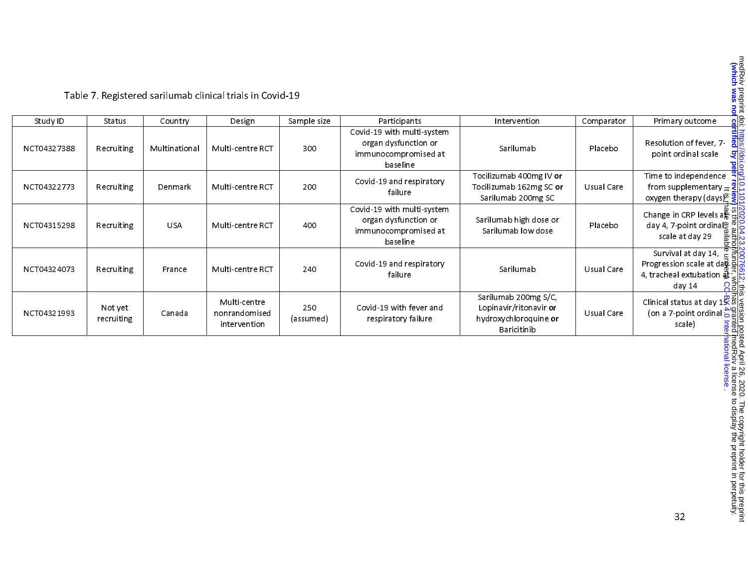Table 7. Registered sarilumab clinical trials in Covid-19

| Study ID | Status | Country | Design | Sample size | Participants | Intervention | Comparator | Primary outcome |
|---|---|---|---|---|---|---|---|---|
| NCT04327388 | Recruiting | Multinational | Multi-centre RCT | 300 | Covid-19 with multi-system organ dysfunction or immunocompromised at baseline | Sarilumab | Placebo | Resolution of fever, 7-point ordinal scale |
| NCT04322773 | Recruiting | Denmark | Multi-centre RCT | 200 | Covid-19 and respiratory failure | Tocilizumab 400mg IV **or** Tocilizumab 162mg SC **or** Sarilumab 200mg SC | Usual Care | Time to independence from supplementary oxygen therapy (days) |
| NCT04315298 | Recruiting | USA | Multi-centre RCT | 400 | Covid-19 with multi-system organ dysfunction or immunocompromised at baseline | Sarilumab high dose or Sarilumab low dose | Placebo | Change in CRP levels at day 4, 7-point ordinal scale at day 29 |
| NCT04324073 | Recruiting | France | Multi-centre RCT | 240 | Covid-19 and respiratory failure | Sarilumab | Usual Care | Survival at day 14, Progression scale at day 4, tracheal extubation at day 14 |
| NCT04321993 | Not yet recruiting | Canada | Multi-centre nonrandomised intervention | 250 (assumed) | Covid-19 with fever and respiratory failure | Sarilumab 200mg S/C, Lopinavir/ritonavir **or** hydroxychloroquine **or** Baricitinib | Usual Care | Clinical status at day 15 (on a 7-point ordinal scale) |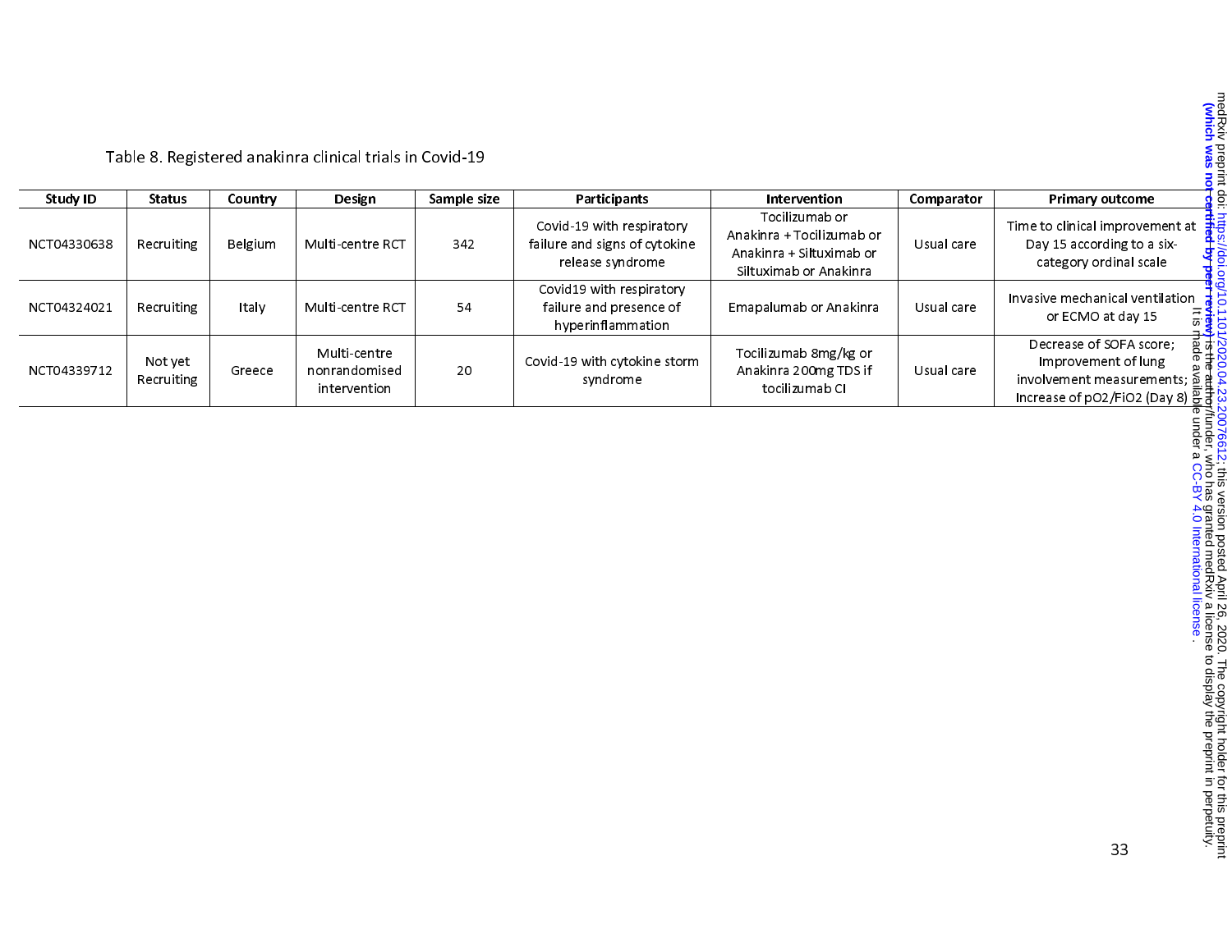Table 8. Registered anakinra clinical trials in Covid-19

| Study ID | Status | Country | Design | Sample size | Participants | Intervention | Comparator | Primary outcome |
|---|---|---|---|---|---|---|---|---|
| NCT04330638 | Recruiting | Belgium | Multi-centre RCT | 342 | Covid-19 with respiratory failure and signs of cytokine release syndrome | Tocilizumab or Anakinra + Tocilizumab or Anakinra + Siltuximab or Siltuximab or Anakinra | Usual care | Time to clinical improvement at Day 15 according to a six-category ordinal scale |
| NCT04324021 | Recruiting | Italy | Multi-centre RCT | 54 | Covid19 with respiratory failure and presence of hyperinflammation | Emapalumab or Anakinra | Usual care | Invasive mechanical ventilation or ECMO at day 15 |
| NCT04339712 | Not yet Recruiting | Greece | Multi-centre nonrandomised intervention | 20 | Covid-19 with cytokine storm syndrome | Tocilizumab 8mg/kg or Anakinra 200mg TDS if tocilizumab CI | Usual care | Decrease of SOFA score; Improvement of lung involvement measurements; Increase of pO2/FiO2 (Day 8) |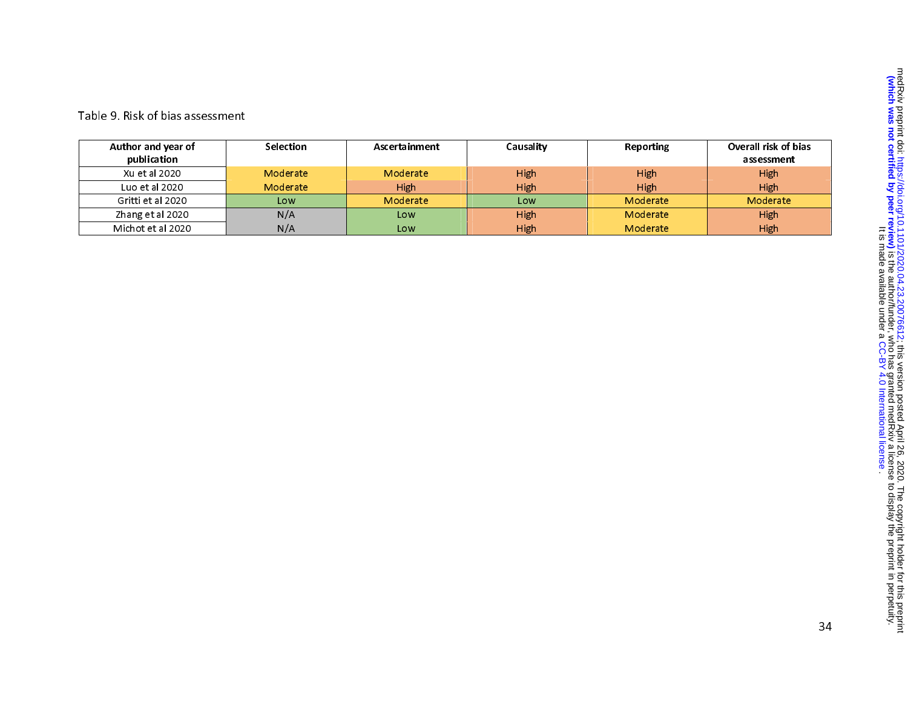Table 9. Risk of bias assessment

| Author and year of publication | Selection | Ascertainment | Causality | Reporting | Overall risk of bias assessment |
|---|---|---|---|---|---|
| Xu et al 2020 | Moderate | Moderate | High | High | High |
| Luo et al 2020 | Moderate | High | High | High | High |
| Gritti et al 2020 | Low | Moderate | Low | Moderate | Moderate |
| Zhang et al 2020 | N/A | Low | High | Moderate | High |
| Michot et al 2020 | N/A | Low | High | Moderate | High |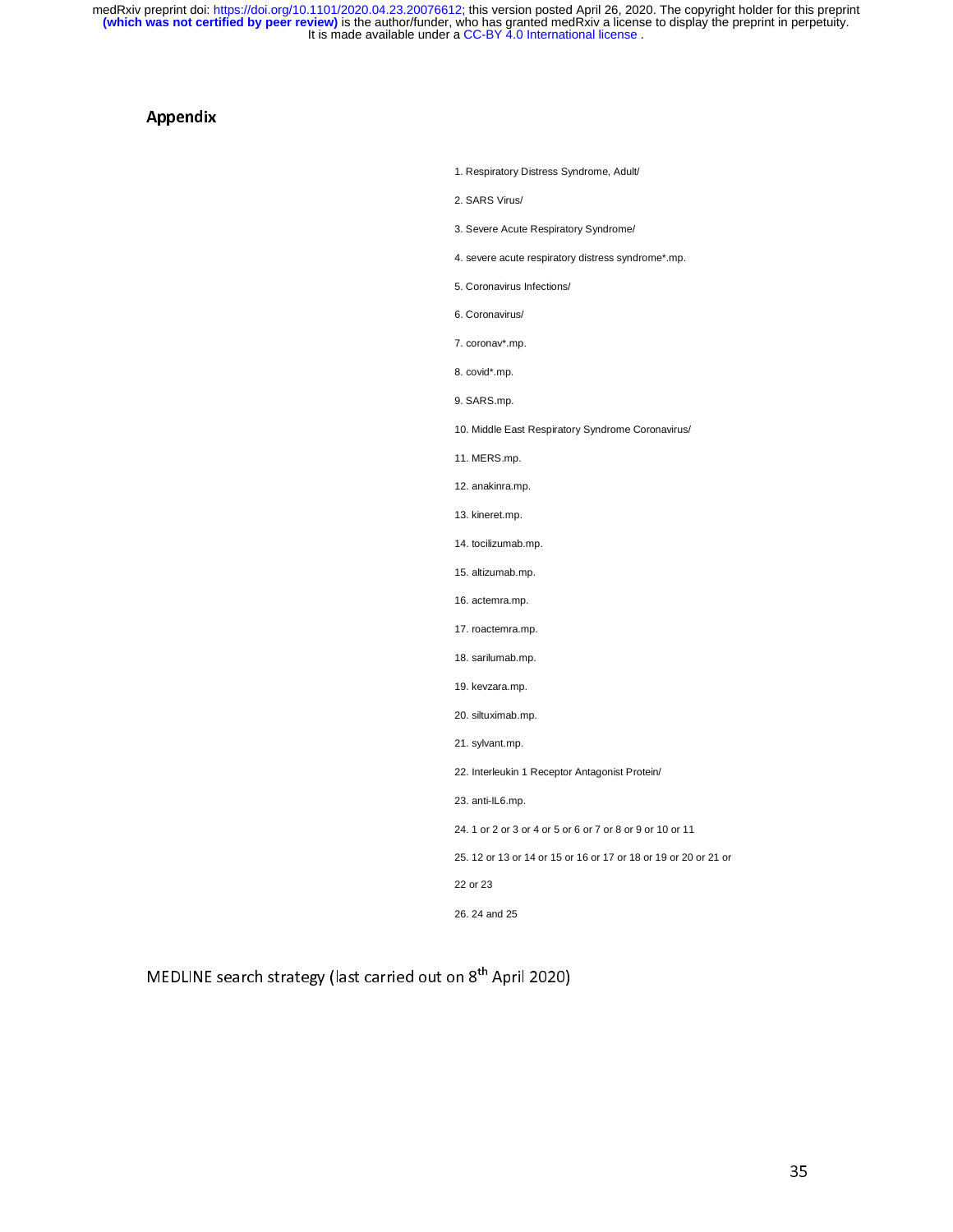## Appendix

1. Respiratory Distress Syndrome, Adult/
2. SARS Virus/
3. Severe Acute Respiratory Syndrome/
4. severe acute respiratory distress syndrome*.mp.
5. Coronavirus Infections/
6. Coronavirus/
7. coronav*.mp.
8. covid*.mp.
9. SARS.mp.
10. Middle East Respiratory Syndrome Coronavirus/
11. MERS.mp.
12. anakinra.mp.
13. kineret.mp.
14. tocilizumab.mp.
15. altizumab.mp.
16. actemra.mp.
17. roactemra.mp.
18. sarilumab.mp.
19. kevzara.mp.
20. siltuximab.mp.
21. sylvant.mp.
22. Interleukin 1 Receptor Antagonist Protein/
23. anti-IL6.mp.
24. 1 or 2 or 3 or 4 or 5 or 6 or 7 or 8 or 9 or 10 or 11
25. 12 or 13 or 14 or 15 or 16 or 17 or 18 or 19 or 20 or 21 or 22 or 23
26. 24 and 25

MEDLINE search strategy (last carried out on 8th April 2020)